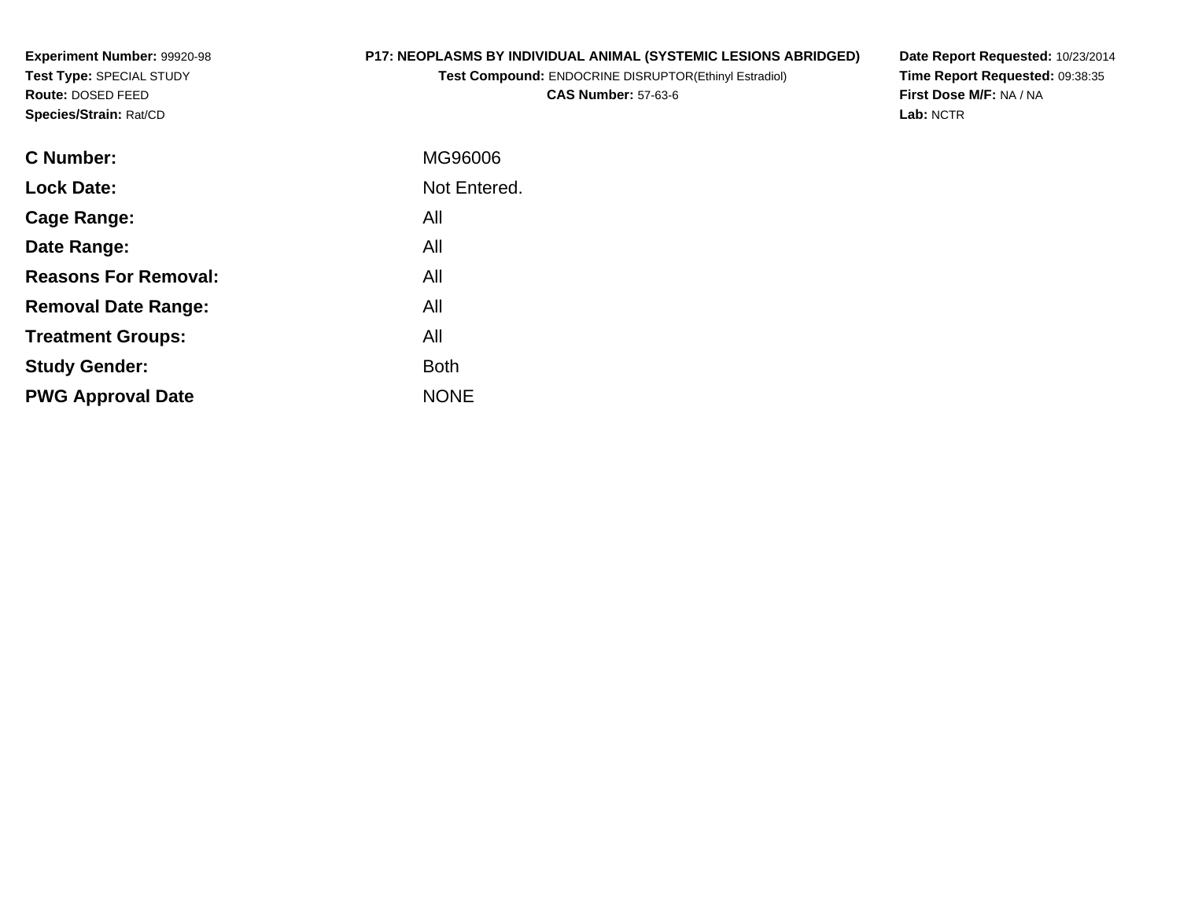**Experiment Number:** 99920-98
**Test Type:** SPECIAL STUDY
**Route:** DOSED FEED
**Species/Strain:** Rat/CD

**P17: NEOPLASMS BY INDIVIDUAL ANIMAL (SYSTEMIC LESIONS ABRIDGED)**
**Test Compound:** ENDOCRINE DISRUPTOR(Ethinyl Estradiol)
**CAS Number:** 57-63-6

**Date Report Requested:** 10/23/2014
**Time Report Requested:** 09:38:35
**First Dose M/F:** NA / NA
**Lab:** NCTR

| | |
|---|---|
| **C Number:** | MG96006 |
| **Lock Date:** | Not Entered. |
| **Cage Range:** | All |
| **Date Range:** | All |
| **Reasons For Removal:** | All |
| **Removal Date Range:** | All |
| **Treatment Groups:** | All |
| **Study Gender:** | Both |
| **PWG Approval Date** | NONE |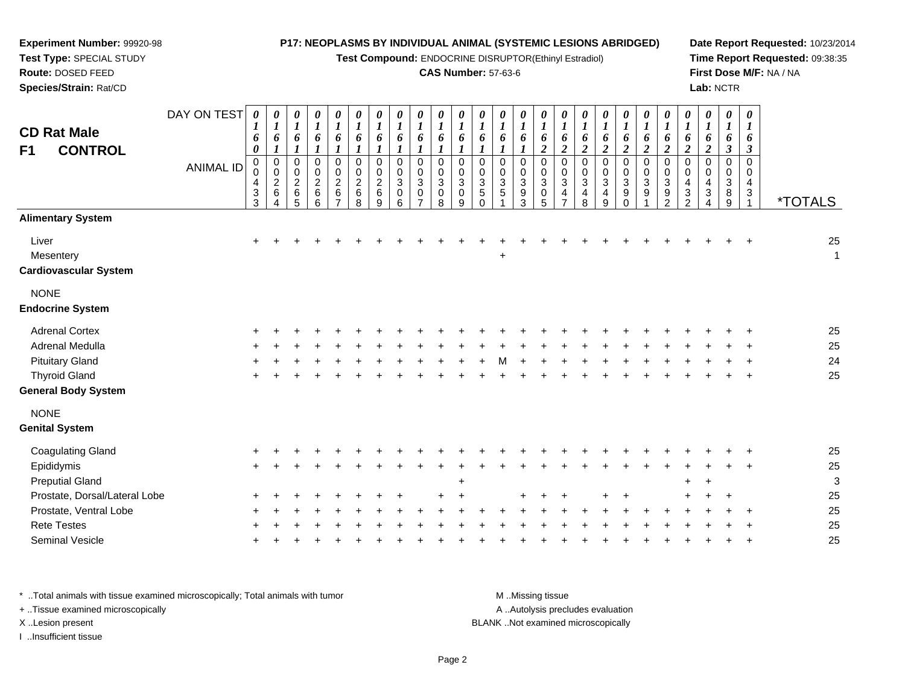**Experiment Number:** 99920-98
**Test Type:** SPECIAL STUDY
**Route:** DOSED FEED
**Species/Strain:** Rat/CD

**P17: NEOPLASMS BY INDIVIDUAL ANIMAL (SYSTEMIC LESIONS ABRIDGED)**
**Test Compound:** ENDOCRINE DISRUPTOR(Ethinyl Estradiol)
**CAS Number:** 57-63-6

**Date Report Requested:** 10/23/2014
**Time Report Requested:** 09:38:35
**First Dose M/F:** NA / NA
**Lab:** NCTR

# CD Rat Male F1 CONTROL

| DAY ON TEST | 0160 | 0161 | 0161 | 0161 | 0161 | 0161 | 0161 | 0161 | 0161 | 0161 | 0161 | 0161 | 0161 | 0161 | 0162 | 0162 | 0162 | 0162 | 0162 | 0162 | 0162 | 0162 | 0162 | 0163 | 0163 | |
|---|---|---|---|---|---|---|---|---|---|---|---|---|---|---|---|---|---|---|---|---|---|---|---|---|---|---|
| **ANIMAL ID** | 0433 | 0264 | 0265 | 0266 | 0267 | 0268 | 0269 | 0306 | 0307 | 0308 | 0309 | 0350 | 0351 | 0393 | 0305 | 0347 | 0348 | 0349 | 0390 | 0391 | 0392 | 0432 | 0434 | 0389 | 0431 | ***TOTALS** |
| **Alimentary System** | | | | | | | | | | | | | | | | | | | | | | | | | | |
| Liver | + | + | + | + | + | + | + | + | + | + | + | + | + | + | + | + | + | + | + | + | + | + | + | + | + | 25 |
| Mesentery | | | | | | | | | | | | | + | | | | | | | | | | | | | 1 |
| **Cardiovascular System** | | | | | | | | | | | | | | | | | | | | | | | | | | |
| NONE | | | | | | | | | | | | | | | | | | | | | | | | | | |
| **Endocrine System** | | | | | | | | | | | | | | | | | | | | | | | | | | |
| Adrenal Cortex | + | + | + | + | + | + | + | + | + | + | + | + | + | + | + | + | + | + | + | + | + | + | + | + | + | 25 |
| Adrenal Medulla | + | + | + | + | + | + | + | + | + | + | + | + | + | + | + | + | + | + | + | + | + | + | + | + | + | 25 |
| Pituitary Gland | + | + | + | + | + | + | + | + | + | + | + | + | M | + | + | + | + | + | + | + | + | + | + | + | + | 24 |
| Thyroid Gland | + | + | + | + | + | + | + | + | + | + | + | + | + | + | + | + | + | + | + | + | + | + | + | + | + | 25 |
| **General Body System** | | | | | | | | | | | | | | | | | | | | | | | | | | |
| NONE | | | | | | | | | | | | | | | | | | | | | | | | | | |
| **Genital System** | | | | | | | | | | | | | | | | | | | | | | | | | | |
| Coagulating Gland | + | + | + | + | + | + | + | + | + | + | + | + | + | + | + | + | + | + | + | + | + | + | + | + | + | 25 |
| Epididymis | + | + | + | + | + | + | + | + | + | + | + | + | + | + | + | + | + | + | + | + | + | + | + | + | + | 25 |
| Preputial Gland | | | | | | | | | | | + | | | | | | | | | | | + | + | | | 3 |
| Prostate, Dorsal/Lateral Lobe | + | + | + | + | + | + | + | + | | + | + | | | + | + | + | | + | + | | | + | + | + | | 25 |
| Prostate, Ventral Lobe | + | + | + | + | + | + | + | + | + | + | + | + | + | + | + | + | + | + | + | + | + | + | + | + | + | 25 |
| Rete Testes | + | + | + | + | + | + | + | + | + | + | + | + | + | + | + | + | + | + | + | + | + | + | + | + | + | 25 |
| Seminal Vesicle | + | + | + | + | + | + | + | + | + | + | + | + | + | + | + | + | + | + | + | + | + | + | + | + | + | 25 |

* ..Total animals with tissue examined microscopically; Total animals with tumor
+ ..Tissue examined microscopically
X ..Lesion present
I ..Insufficient tissue

M ..Missing tissue
A ..Autolysis precludes evaluation
BLANK ..Not examined microscopically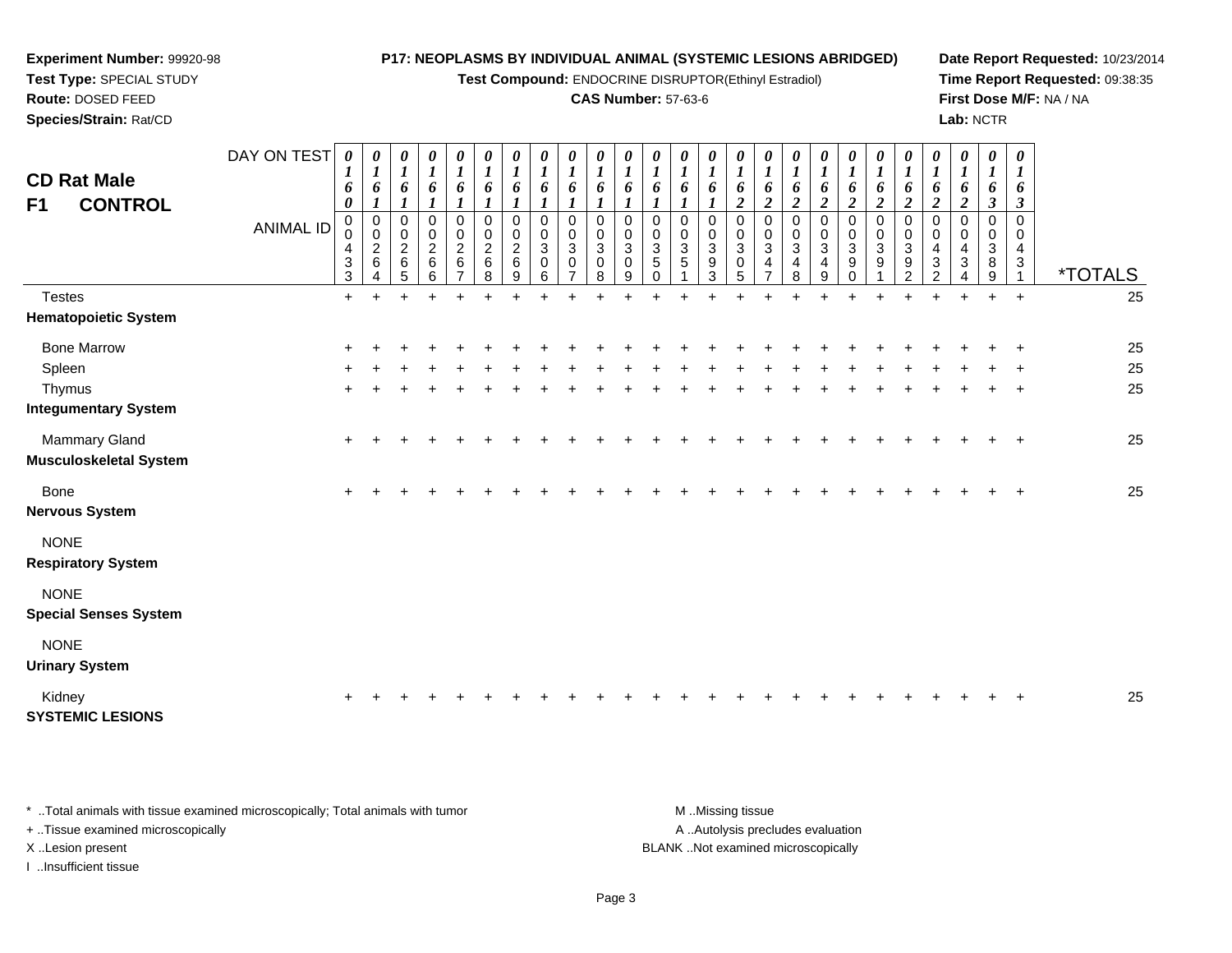**Experiment Number:** 99920-98
**Test Type:** SPECIAL STUDY
**Route:** DOSED FEED
**Species/Strain:** Rat/CD

**P17: NEOPLASMS BY INDIVIDUAL ANIMAL (SYSTEMIC LESIONS ABRIDGED)**
**Test Compound:** ENDOCRINE DISRUPTOR(Ethinyl Estradiol)
**CAS Number:** 57-63-6

**Date Report Requested:** 10/23/2014
**Time Report Requested:** 09:38:35
**First Dose M/F:** NA / NA
**Lab:** NCTR

## CD Rat Male
## F1 CONTROL

| DAY ON TEST | 0160 | 0161 | 0161 | 0161 | 0161 | 0161 | 0161 | 0161 | 0161 | 0161 | 0161 | 0161 | 0161 | 0161 | 0162 | 0162 | 0162 | 0162 | 0162 | 0162 | 0162 | 0162 | 0162 | 0163 | 0163 | |
|---|---|---|---|---|---|---|---|---|---|---|---|---|---|---|---|---|---|---|---|---|---|---|---|---|---|---|
| **ANIMAL ID** | 00433 | 00264 | 00265 | 00266 | 00267 | 00268 | 00269 | 00306 | 00307 | 00308 | 00309 | 00350 | 00351 | 00393 | 00305 | 00347 | 00348 | 00349 | 00390 | 00391 | 00392 | 00432 | 00434 | 00389 | 00431 | ***TOTALS** |
| Testes | + | + | + | + | + | + | + | + | + | + | + | + | + | + | + | + | + | + | + | + | + | + | + | + | + | 25 |
| **Hematopoietic System** | | | | | | | | | | | | | | | | | | | | | | | | | | |
| Bone Marrow | + | + | + | + | + | + | + | + | + | + | + | + | + | + | + | + | + | + | + | + | + | + | + | + | + | 25 |
| Spleen | + | + | + | + | + | + | + | + | + | + | + | + | + | + | + | + | + | + | + | + | + | + | + | + | + | 25 |
| Thymus | + | + | + | + | + | + | + | + | + | + | + | + | + | + | + | + | + | + | + | + | + | + | + | + | + | 25 |
| **Integumentary System** | | | | | | | | | | | | | | | | | | | | | | | | | | |
| Mammary Gland | + | + | + | + | + | + | + | + | + | + | + | + | + | + | + | + | + | + | + | + | + | + | + | + | + | 25 |
| **Musculoskeletal System** | | | | | | | | | | | | | | | | | | | | | | | | | | |
| Bone | + | + | + | + | + | + | + | + | + | + | + | + | + | + | + | + | + | + | + | + | + | + | + | + | + | 25 |
| **Nervous System** | | | | | | | | | | | | | | | | | | | | | | | | | | |
| NONE | | | | | | | | | | | | | | | | | | | | | | | | | | |
| **Respiratory System** | | | | | | | | | | | | | | | | | | | | | | | | | | |
| NONE | | | | | | | | | | | | | | | | | | | | | | | | | | |
| **Special Senses System** | | | | | | | | | | | | | | | | | | | | | | | | | | |
| NONE | | | | | | | | | | | | | | | | | | | | | | | | | | |
| **Urinary System** | | | | | | | | | | | | | | | | | | | | | | | | | | |
| Kidney | + | + | + | + | + | + | + | + | + | + | + | + | + | + | + | + | + | + | + | + | + | + | + | + | + | 25 |
| **SYSTEMIC LESIONS** | | | | | | | | | | | | | | | | | | | | | | | | | | |

* ..Total animals with tissue examined microscopically; Total animals with tumor
+ ..Tissue examined microscopically
X ..Lesion present
I ..Insufficient tissue

M ..Missing tissue
A ..Autolysis precludes evaluation
BLANK ..Not examined microscopically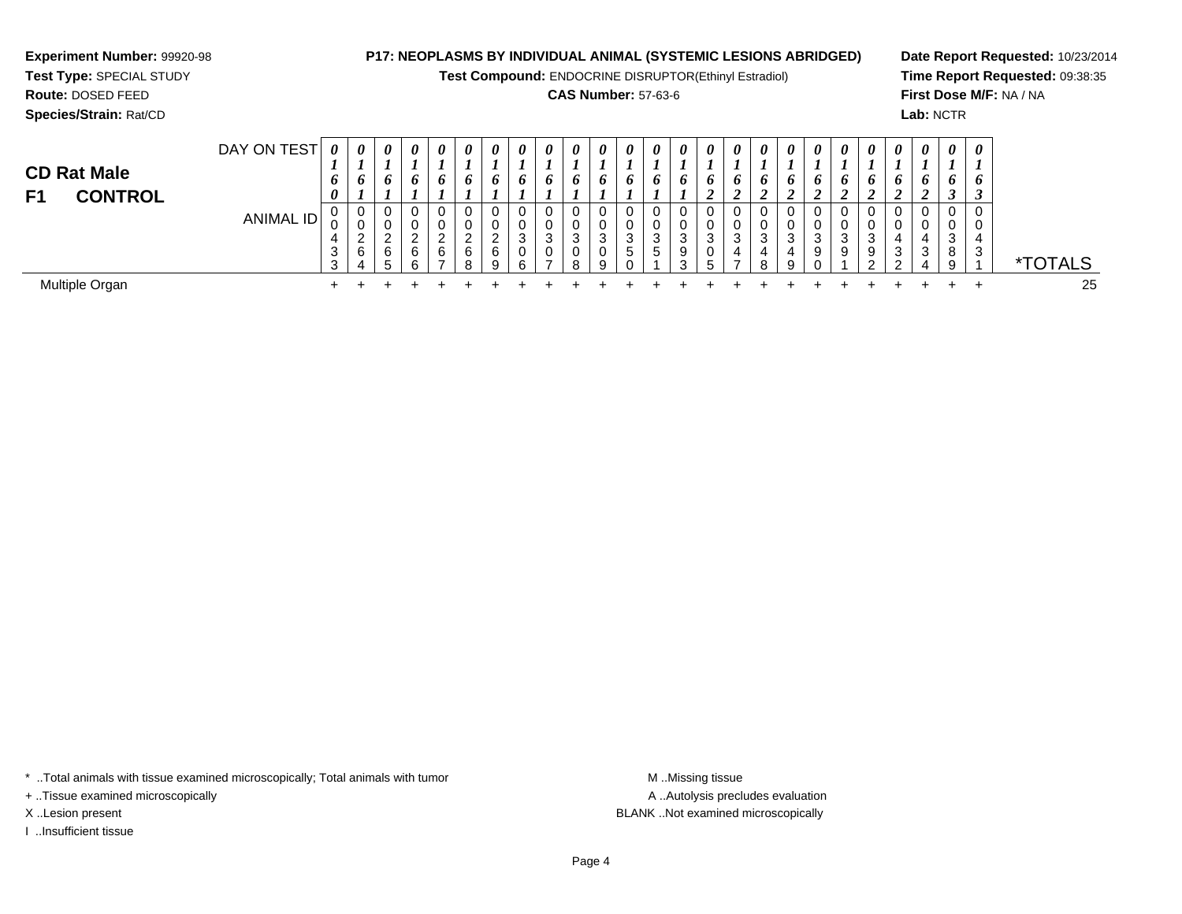**Experiment Number:** 99920-98
**Test Type:** SPECIAL STUDY
**Route:** DOSED FEED
**Species/Strain:** Rat/CD

**P17: NEOPLASMS BY INDIVIDUAL ANIMAL (SYSTEMIC LESIONS ABRIDGED)**
**Test Compound:** ENDOCRINE DISRUPTOR(Ethinyl Estradiol)
**CAS Number:** 57-63-6

**Date Report Requested:** 10/23/2014
**Time Report Requested:** 09:38:35
**First Dose M/F:** NA / NA
**Lab:** NCTR

## CD Rat Male
## F1 CONTROL

| DAY ON TEST | 0160 | 0161 | 0161 | 0161 | 0161 | 0161 | 0161 | 0161 | 0161 | 0161 | 0161 | 0161 | 0161 | 0161 | 0162 | 0162 | 0162 | 0162 | 0162 | 0162 | 0162 | 0162 | 0162 | 0163 | 0163 | |
|---|---|---|---|---|---|---|---|---|---|---|---|---|---|---|---|---|---|---|---|---|---|---|---|---|---|---|
| **ANIMAL ID** | 00433 | 00264 | 00265 | 00266 | 00267 | 00268 | 00269 | 00306 | 00307 | 00308 | 00309 | 00350 | 00351 | 00393 | 00305 | 00347 | 00348 | 00349 | 00390 | 00391 | 00392 | 00432 | 00434 | 00389 | 00431 | ***TOTALS** |
| Multiple Organ | + | + | + | + | + | + | + | + | + | + | + | + | + | + | + | + | + | + | + | + | + | + | + | + | + | 25 |

\* ..Total animals with tissue examined microscopically; Total animals with tumor
\+ ..Tissue examined microscopically
X ..Lesion present
I ..Insufficient tissue

M ..Missing tissue
A ..Autolysis precludes evaluation
BLANK ..Not examined microscopically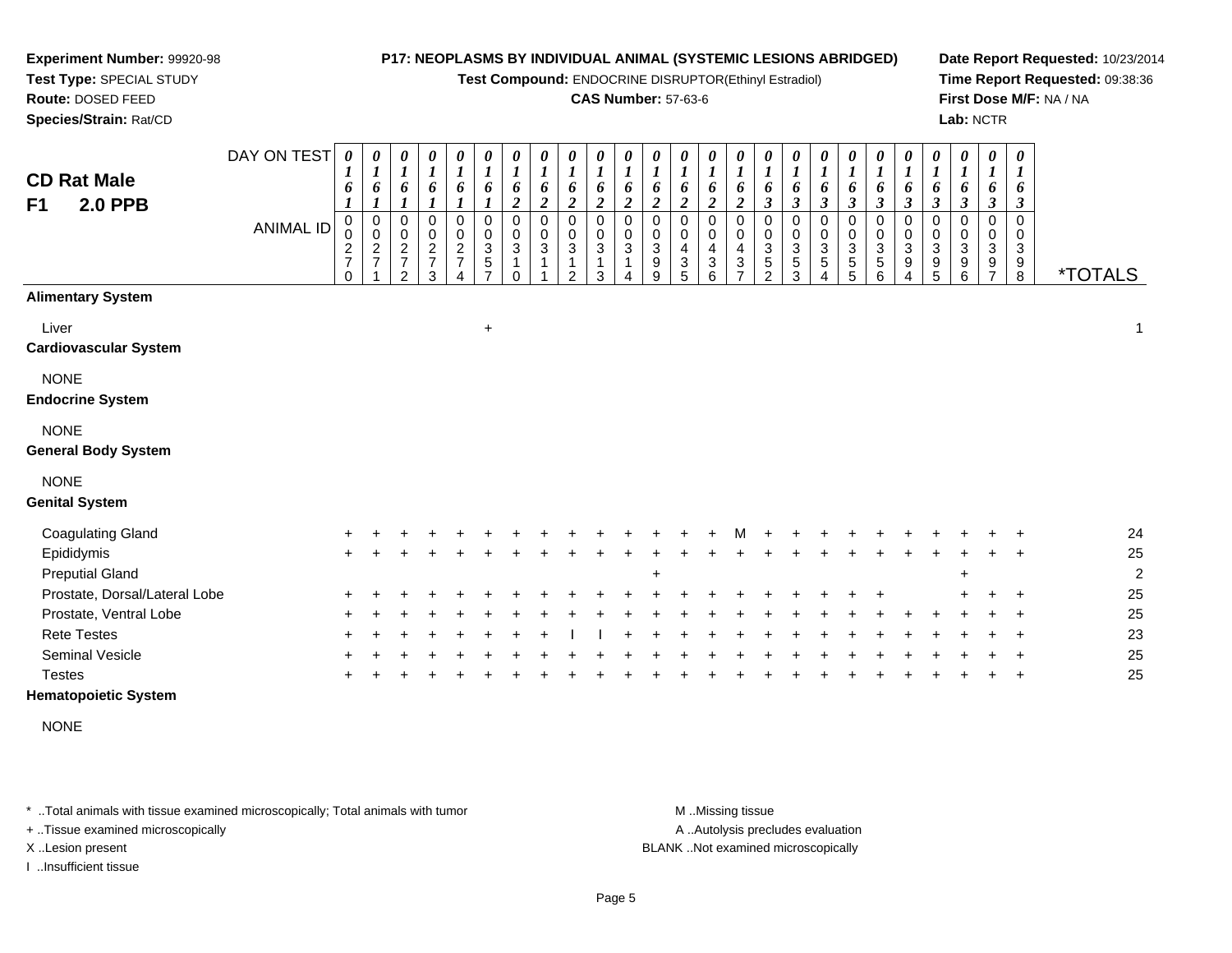**Experiment Number:** 99920-98
**Test Type:** SPECIAL STUDY
**Route:** DOSED FEED
**Species/Strain:** Rat/CD

**P17: NEOPLASMS BY INDIVIDUAL ANIMAL (SYSTEMIC LESIONS ABRIDGED)**
**Test Compound:** ENDOCRINE DISRUPTOR(Ethinyl Estradiol)
**CAS Number:** 57-63-6

**Date Report Requested:** 10/23/2014
**Time Report Requested:** 09:38:36
**First Dose M/F:** NA / NA
**Lab:** NCTR

## CD Rat Male
## F1 2.0 PPB

| DAY ON TEST | 0161 | 0161 | 0161 | 0161 | 0161 | 0161 | 0162 | 0162 | 0162 | 0162 | 0162 | 0162 | 0162 | 0162 | 0162 | 0163 | 0163 | 0163 | 0163 | 0163 | 0163 | 0163 | 0163 | 0163 | 0163 | |
|---|---|---|---|---|---|---|---|---|---|---|---|---|---|---|---|---|---|---|---|---|---|---|---|---|---|---|
| **ANIMAL ID** | 0027 0 | 0027 1 | 0027 2 | 0027 3 | 0027 4 | 0035 7 | 0031 0 | 0031 1 | 0031 2 | 0031 3 | 0031 4 | 0039 9 | 0043 5 | 0043 6 | 0043 7 | 0035 2 | 0035 3 | 0035 4 | 0035 5 | 0035 6 | 0039 4 | 0039 5 | 0039 6 | 0039 7 | 0039 8 | ***TOTALS** |
| **Alimentary System** | | | | | | | | | | | | | | | | | | | | | | | | | | |
| Liver | | | | | | + | | | | | | | | | | | | | | | | | | | | 1 |
| **Cardiovascular System** | | | | | | | | | | | | | | | | | | | | | | | | | | |
| NONE | | | | | | | | | | | | | | | | | | | | | | | | | | |
| **Endocrine System** | | | | | | | | | | | | | | | | | | | | | | | | | | |
| NONE | | | | | | | | | | | | | | | | | | | | | | | | | | |
| **General Body System** | | | | | | | | | | | | | | | | | | | | | | | | | | |
| NONE | | | | | | | | | | | | | | | | | | | | | | | | | | |
| **Genital System** | | | | | | | | | | | | | | | | | | | | | | | | | | |
| Coagulating Gland | + | + | + | + | + | + | + | + | + | + | + | + | + | + | M | + | + | + | + | + | + | + | + | + | + | 24 |
| Epididymis | + | + | + | + | + | + | + | + | + | + | + | + | + | + | + | + | + | + | + | + | + | + | + | + | + | 25 |
| Preputial Gland | | | | | | | | | | | | + | | | | | | | | | | | + | | | 2 |
| Prostate, Dorsal/Lateral Lobe | + | + | + | + | + | + | + | + | + | + | + | + | + | + | + | + | + | + | + | + | | | + | + | + | 25 |
| Prostate, Ventral Lobe | + | + | + | + | + | + | + | + | + | + | + | + | + | + | + | + | + | + | + | + | + | + | + | + | + | 25 |
| Rete Testes | + | + | + | + | + | + | + | + | I | I | + | + | + | + | + | + | + | + | + | + | + | + | + | + | + | 23 |
| Seminal Vesicle | + | + | + | + | + | + | + | + | + | + | + | + | + | + | + | + | + | + | + | + | + | + | + | + | + | 25 |
| Testes | + | + | + | + | + | + | + | + | + | + | + | + | + | + | + | + | + | + | + | + | + | + | + | + | + | 25 |
| **Hematopoietic System** | | | | | | | | | | | | | | | | | | | | | | | | | | |
| NONE | | | | | | | | | | | | | | | | | | | | | | | | | | |

* ..Total animals with tissue examined microscopically; Total animals with tumor
+ ..Tissue examined microscopically
X ..Lesion present
I ..Insufficient tissue

M ..Missing tissue
A ..Autolysis precludes evaluation
BLANK ..Not examined microscopically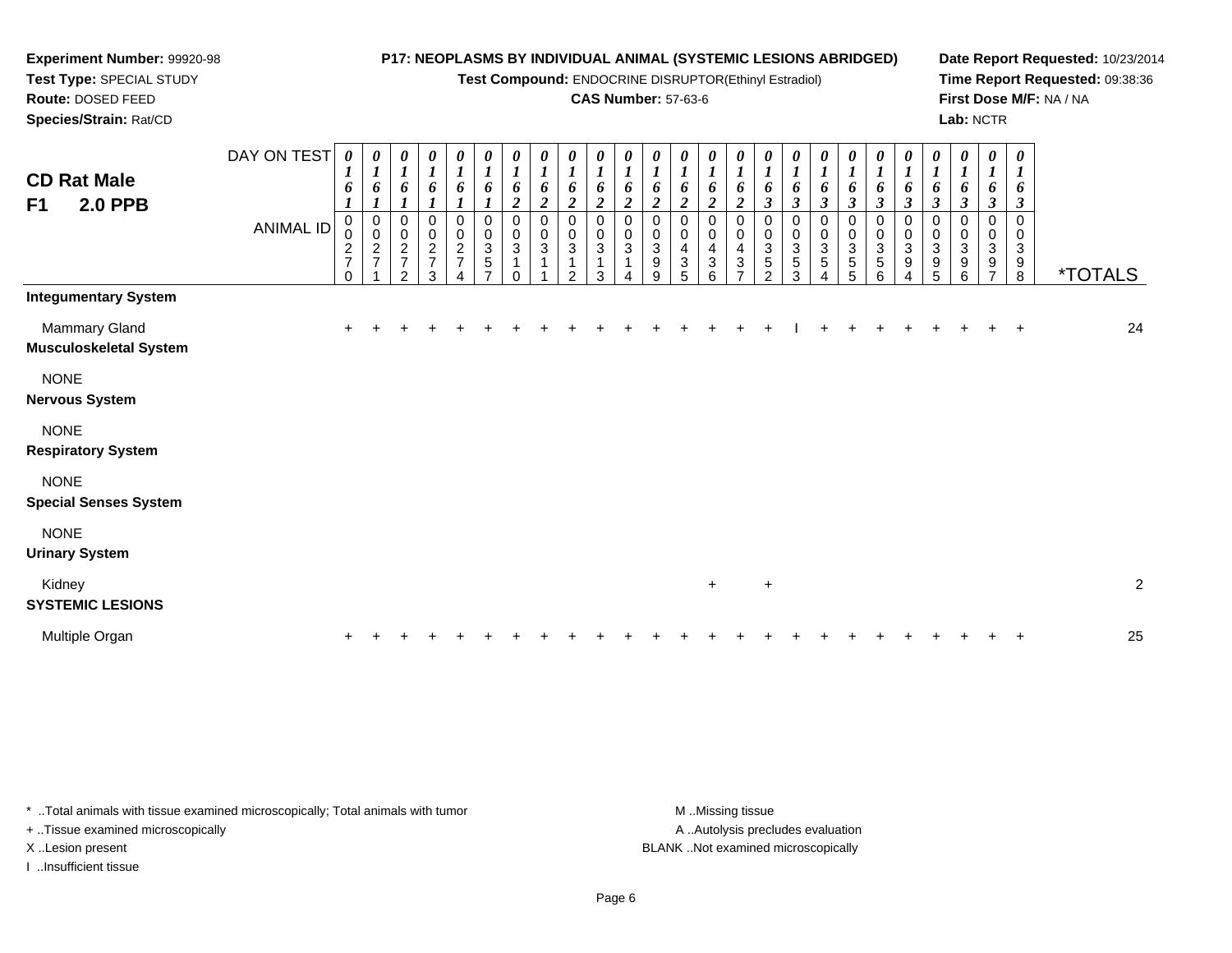**Experiment Number:** 99920-98
**Test Type:** SPECIAL STUDY
**Route:** DOSED FEED
**Species/Strain:** Rat/CD

**P17: NEOPLASMS BY INDIVIDUAL ANIMAL (SYSTEMIC LESIONS ABRIDGED)**
**Test Compound:** ENDOCRINE DISRUPTOR(Ethinyl Estradiol)
**CAS Number:** 57-63-6

**Date Report Requested:** 10/23/2014
**Time Report Requested:** 09:38:36
**First Dose M/F:** NA / NA
**Lab:** NCTR

## CD Rat Male F1 2.0 PPB

| DAY ON TEST | 0161 | 0161 | 0161 | 0161 | 0161 | 0161 | 0162 | 0162 | 0162 | 0162 | 0162 | 0162 | 0162 | 0162 | 0162 | 0163 | 0163 | 0163 | 0163 | 0163 | 0163 | 0163 | 0163 | 0163 | 0163 | |
|---|---|---|---|---|---|---|---|---|---|---|---|---|---|---|---|---|---|---|---|---|---|---|---|---|---|---|
| **ANIMAL ID** | 00270 | 00271 | 00272 | 00273 | 00274 | 00357 | 00310 | 00311 | 00312 | 00313 | 00314 | 00399 | 00435 | 00436 | 00437 | 00352 | 00353 | 00354 | 00355 | 00356 | 00394 | 00395 | 00396 | 00397 | 00398 | ***TOTALS** |
| **Integumentary System** | | | | | | | | | | | | | | | | | | | | | | | | | | |
| Mammary Gland | + | + | + | + | + | + | + | + | + | + | + | + | + | + | + | + | I | + | + | + | + | + | + | + | + | 24 |
| **Musculoskeletal System** | | | | | | | | | | | | | | | | | | | | | | | | | | |
| NONE | | | | | | | | | | | | | | | | | | | | | | | | | | |
| **Nervous System** | | | | | | | | | | | | | | | | | | | | | | | | | | |
| NONE | | | | | | | | | | | | | | | | | | | | | | | | | | |
| **Respiratory System** | | | | | | | | | | | | | | | | | | | | | | | | | | |
| NONE | | | | | | | | | | | | | | | | | | | | | | | | | | |
| **Special Senses System** | | | | | | | | | | | | | | | | | | | | | | | | | | |
| NONE | | | | | | | | | | | | | | | | | | | | | | | | | | |
| **Urinary System** | | | | | | | | | | | | | | | | | | | | | | | | | | |
| Kidney | | | | | | | | | | | | | | + | | + | | | | | | | | | | 2 |
| **SYSTEMIC LESIONS** | | | | | | | | | | | | | | | | | | | | | | | | | | |
| Multiple Organ | + | + | + | + | + | + | + | + | + | + | + | + | + | + | + | + | + | + | + | + | + | + | + | + | + | 25 |

* ..Total animals with tissue examined microscopically; Total animals with tumor
+ ..Tissue examined microscopically
X ..Lesion present
I ..Insufficient tissue

M ..Missing tissue
A ..Autolysis precludes evaluation
BLANK ..Not examined microscopically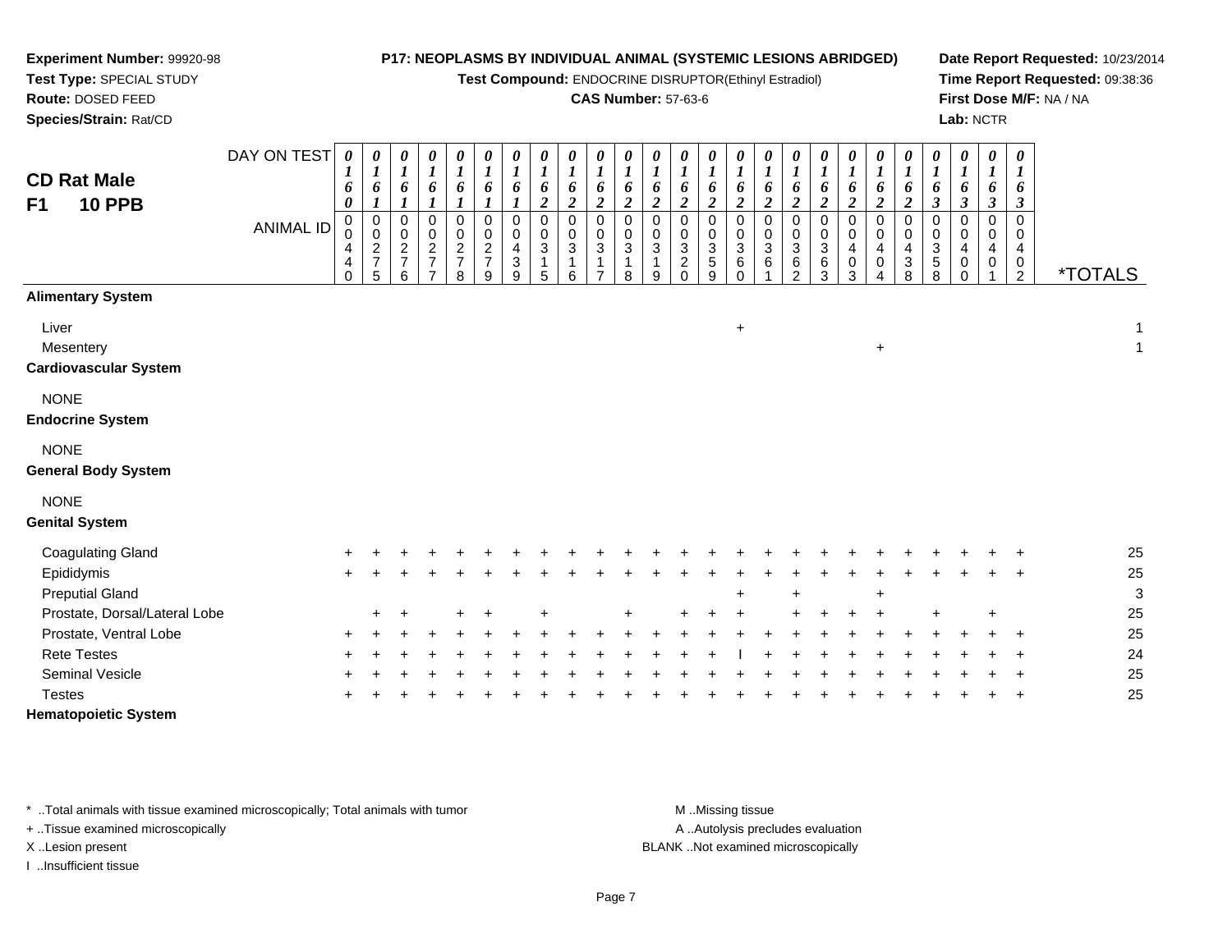**Experiment Number:** 99920-98
**Test Type:** SPECIAL STUDY
**Route:** DOSED FEED
**Species/Strain:** Rat/CD

**P17: NEOPLASMS BY INDIVIDUAL ANIMAL (SYSTEMIC LESIONS ABRIDGED)**
**Test Compound:** ENDOCRINE DISRUPTOR(Ethinyl Estradiol)
**CAS Number:** 57-63-6

**Date Report Requested:** 10/23/2014
**Time Report Requested:** 09:38:36
**First Dose M/F:** NA / NA
**Lab:** NCTR

## CD Rat Male
## F1 10 PPB

| DAY ON TEST | 0160 | 0161 | 0161 | 0161 | 0161 | 0161 | 0161 | 0162 | 0162 | 0162 | 0162 | 0162 | 0162 | 0162 | 0162 | 0162 | 0162 | 0162 | 0162 | 0162 | 0162 | 0163 | 0163 | 0163 | 0163 | |
|---|---|---|---|---|---|---|---|---|---|---|---|---|---|---|---|---|---|---|---|---|---|---|---|---|---|---|
| **ANIMAL ID** | 0440 | 0275 | 0276 | 0277 | 0278 | 0279 | 0439 | 0315 | 0316 | 0317 | 0318 | 0319 | 0320 | 0359 | 0360 | 0361 | 0362 | 0363 | 0403 | 0404 | 0438 | 0358 | 0400 | 0401 | 0402 | ***TOTALS** |
| **Alimentary System** | | | | | | | | | | | | | | | | | | | | | | | | | | |
| Liver | | | | | | | | | | | | | | | + | | | | | | | | | | | 1 |
| Mesentery | | | | | | | | | | | | | | | | | | | | + | | | | | | 1 |
| **Cardiovascular System** | | | | | | | | | | | | | | | | | | | | | | | | | | |
| NONE | | | | | | | | | | | | | | | | | | | | | | | | | | |
| **Endocrine System** | | | | | | | | | | | | | | | | | | | | | | | | | | |
| NONE | | | | | | | | | | | | | | | | | | | | | | | | | | |
| **General Body System** | | | | | | | | | | | | | | | | | | | | | | | | | | |
| NONE | | | | | | | | | | | | | | | | | | | | | | | | | | |
| **Genital System** | | | | | | | | | | | | | | | | | | | | | | | | | | |
| Coagulating Gland | + | + | + | + | + | + | + | + | + | + | + | + | + | + | + | + | + | + | + | + | + | + | + | + | + | 25 |
| Epididymis | + | + | + | + | + | + | + | + | + | + | + | + | + | + | + | + | + | + | + | + | + | + | + | + | + | 25 |
| Preputial Gland | | | | | | | | | | | | | | | + | | + | | | + | | | | | | 3 |
| Prostate, Dorsal/Lateral Lobe | | + | + | | + | + | | + | | | + | | + | + | + | | + | + | + | + | | + | | + | | 25 |
| Prostate, Ventral Lobe | + | + | + | + | + | + | + | + | + | + | + | + | + | + | + | + | + | + | + | + | + | + | + | + | + | 25 |
| Rete Testes | + | + | + | + | + | + | + | + | + | + | + | + | + | + | I | + | + | + | + | + | + | + | + | + | + | 24 |
| Seminal Vesicle | + | + | + | + | + | + | + | + | + | + | + | + | + | + | + | + | + | + | + | + | + | + | + | + | + | 25 |
| Testes | + | + | + | + | + | + | + | + | + | + | + | + | + | + | + | + | + | + | + | + | + | + | + | + | + | 25 |
| **Hematopoietic System** | | | | | | | | | | | | | | | | | | | | | | | | | | |

* ..Total animals with tissue examined microscopically; Total animals with tumor
+ ..Tissue examined microscopically
X ..Lesion present
I ..Insufficient tissue

M ..Missing tissue
A ..Autolysis precludes evaluation
BLANK ..Not examined microscopically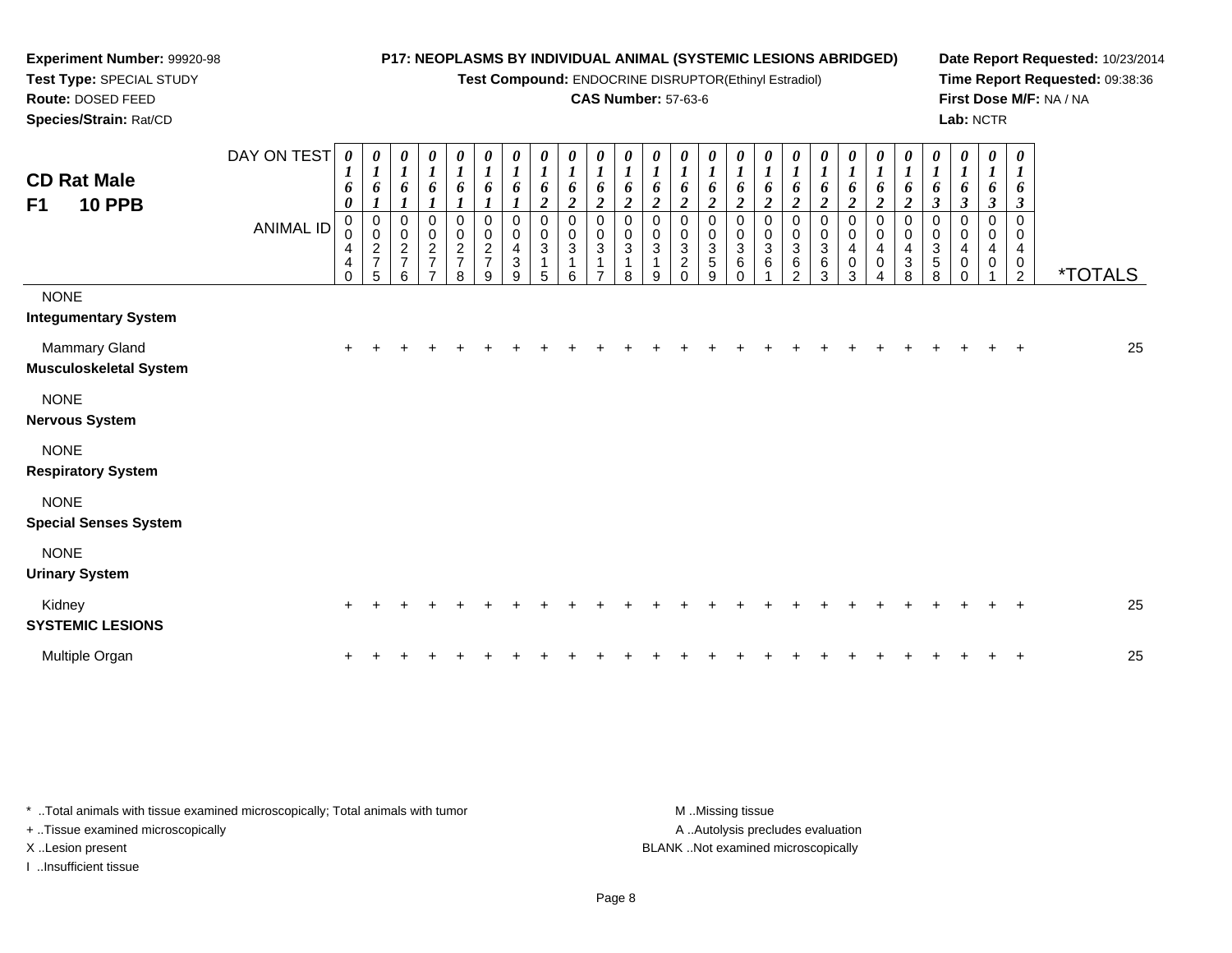**Experiment Number:** 99920-98
**Test Type:** SPECIAL STUDY
**Route:** DOSED FEED
**Species/Strain:** Rat/CD

**P17: NEOPLASMS BY INDIVIDUAL ANIMAL (SYSTEMIC LESIONS ABRIDGED)**
**Test Compound:** ENDOCRINE DISRUPTOR(Ethinyl Estradiol)
**CAS Number:** 57-63-6

**Date Report Requested:** 10/23/2014
**Time Report Requested:** 09:38:36
**First Dose M/F:** NA / NA
**Lab:** NCTR

## CD Rat Male
## F1 10 PPB

| DAY ON TEST | 0160 | 0161 | 0161 | 0161 | 0161 | 0161 | 0161 | 0162 | 0162 | 0162 | 0162 | 0162 | 0162 | 0162 | 0162 | 0162 | 0162 | 0162 | 0162 | 0162 | 0162 | 0163 | 0163 | 0163 | 0163 | |
|---|---|---|---|---|---|---|---|---|---|---|---|---|---|---|---|---|---|---|---|---|---|---|---|---|---|---|
| **ANIMAL ID** | 00440 | 00275 | 00276 | 00277 | 00278 | 00279 | 00439 | 00315 | 00316 | 00317 | 00318 | 00319 | 00320 | 00359 | 00360 | 00361 | 00362 | 00363 | 00403 | 00404 | 00438 | 00358 | 00400 | 00401 | 00402 | ***TOTALS** |
| NONE | | | | | | | | | | | | | | | | | | | | | | | | | | |
| **Integumentary System** | | | | | | | | | | | | | | | | | | | | | | | | | | |
| Mammary Gland | + | + | + | + | + | + | + | + | + | + | + | + | + | + | + | + | + | + | + | + | + | + | + | + | + | 25 |
| **Musculoskeletal System** | | | | | | | | | | | | | | | | | | | | | | | | | | |
| NONE | | | | | | | | | | | | | | | | | | | | | | | | | | |
| **Nervous System** | | | | | | | | | | | | | | | | | | | | | | | | | | |
| NONE | | | | | | | | | | | | | | | | | | | | | | | | | | |
| **Respiratory System** | | | | | | | | | | | | | | | | | | | | | | | | | | |
| NONE | | | | | | | | | | | | | | | | | | | | | | | | | | |
| **Special Senses System** | | | | | | | | | | | | | | | | | | | | | | | | | | |
| NONE | | | | | | | | | | | | | | | | | | | | | | | | | | |
| **Urinary System** | | | | | | | | | | | | | | | | | | | | | | | | | | |
| Kidney | + | + | + | + | + | + | + | + | + | + | + | + | + | + | + | + | + | + | + | + | + | + | + | + | + | 25 |
| **SYSTEMIC LESIONS** | | | | | | | | | | | | | | | | | | | | | | | | | | |
| Multiple Organ | + | + | + | + | + | + | + | + | + | + | + | + | + | + | + | + | + | + | + | + | + | + | + | + | + | 25 |

* ..Total animals with tissue examined microscopically; Total animals with tumor
+ ..Tissue examined microscopically
X ..Lesion present
I ..Insufficient tissue

M ..Missing tissue
A ..Autolysis precludes evaluation
BLANK ..Not examined microscopically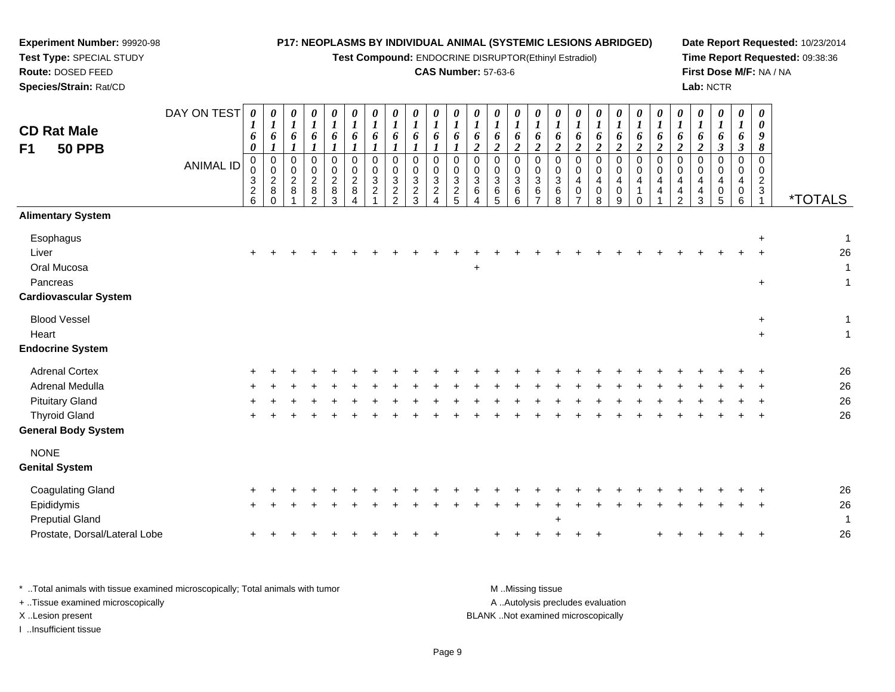**Experiment Number:** 99920-98
**Test Type:** SPECIAL STUDY
**Route:** DOSED FEED
**Species/Strain:** Rat/CD

**P17: NEOPLASMS BY INDIVIDUAL ANIMAL (SYSTEMIC LESIONS ABRIDGED)**
**Test Compound:** ENDOCRINE DISRUPTOR(Ethinyl Estradiol)
**CAS Number:** 57-63-6

**Date Report Requested:** 10/23/2014
**Time Report Requested:** 09:38:36
**First Dose M/F:** NA / NA
**Lab:** NCTR

## CD Rat Male
## F1 50 PPB

| DAY ON TEST | 0160 | 0161 | 0161 | 0161 | 0161 | 0161 | 0161 | 0161 | 0161 | 0161 | 0161 | 0162 | 0162 | 0162 | 0162 | 0162 | 0162 | 0162 | 0162 | 0162 | 0162 | 0162 | 0162 | 0163 | 0163 | 0098 | |
|---|---|---|---|---|---|---|---|---|---|---|---|---|---|---|---|---|---|---|---|---|---|---|---|---|---|---|---|
| **ANIMAL ID** | 00326 | 00280 | 00281 | 00282 | 00283 | 00284 | 00321 | 00322 | 00323 | 00324 | 00325 | 00364 | 00365 | 00366 | 00367 | 00368 | 00407 | 00408 | 00409 | 00410 | 00441 | 00442 | 00443 | 00405 | 00406 | 00231 | ***TOTALS** |
| **Alimentary System** | | | | | | | | | | | | | | | | | | | | | | | | | | | |
| Esophagus | | | | | | | | | | | | | | | | | | | | | | | | | | + | 1 |
| Liver | + | + | + | + | + | + | + | + | + | + | + | + | + | + | + | + | + | + | + | + | + | + | + | + | + | + | 26 |
| Oral Mucosa | | | | | | | | | | | | + | | | | | | | | | | | | | | | 1 |
| Pancreas | | | | | | | | | | | | | | | | | | | | | | | | | | + | 1 |
| **Cardiovascular System** | | | | | | | | | | | | | | | | | | | | | | | | | | | |
| Blood Vessel | | | | | | | | | | | | | | | | | | | | | | | | | | + | 1 |
| Heart | | | | | | | | | | | | | | | | | | | | | | | | | | + | 1 |
| **Endocrine System** | | | | | | | | | | | | | | | | | | | | | | | | | | | |
| Adrenal Cortex | + | + | + | + | + | + | + | + | + | + | + | + | + | + | + | + | + | + | + | + | + | + | + | + | + | + | 26 |
| Adrenal Medulla | + | + | + | + | + | + | + | + | + | + | + | + | + | + | + | + | + | + | + | + | + | + | + | + | + | + | 26 |
| Pituitary Gland | + | + | + | + | + | + | + | + | + | + | + | + | + | + | + | + | + | + | + | + | + | + | + | + | + | + | 26 |
| Thyroid Gland | + | + | + | + | + | + | + | + | + | + | + | + | + | + | + | + | + | + | + | + | + | + | + | + | + | + | 26 |
| **General Body System** | | | | | | | | | | | | | | | | | | | | | | | | | | | |
| NONE | | | | | | | | | | | | | | | | | | | | | | | | | | | |
| **Genital System** | | | | | | | | | | | | | | | | | | | | | | | | | | | |
| Coagulating Gland | + | + | + | + | + | + | + | + | + | + | + | + | + | + | + | + | + | + | + | + | + | + | + | + | + | + | 26 |
| Epididymis | + | + | + | + | + | + | + | + | + | + | + | + | + | + | + | + | + | + | + | + | + | + | + | + | + | + | 26 |
| Preputial Gland | | | | | | | | | | | | | | | | + | | | | | | | | | | | 1 |
| Prostate, Dorsal/Lateral Lobe | + | + | + | + | + | + | + | + | + | + | | | + | + | + | + | + | + | | | + | + | + | + | + | + | 26 |

\* ..Total animals with tissue examined microscopically; Total animals with tumor
\+ ..Tissue examined microscopically
X ..Lesion present
I ..Insufficient tissue

M ..Missing tissue
A ..Autolysis precludes evaluation
BLANK ..Not examined microscopically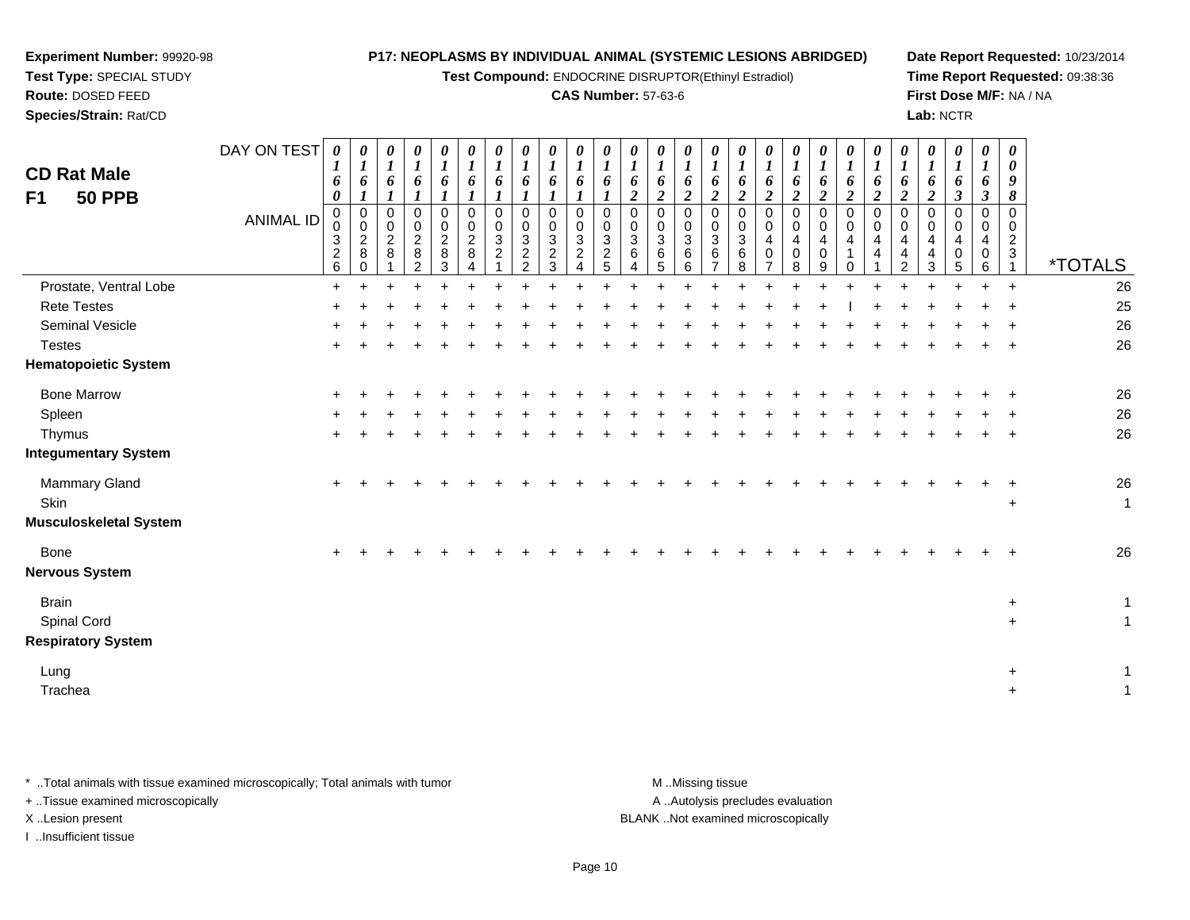**Experiment Number:** 99920-98
**Test Type:** SPECIAL STUDY
**Route:** DOSED FEED
**Species/Strain:** Rat/CD

**P17: NEOPLASMS BY INDIVIDUAL ANIMAL (SYSTEMIC LESIONS ABRIDGED)**
**Test Compound:** ENDOCRINE DISRUPTOR(Ethinyl Estradiol)
**CAS Number:** 57-63-6

**Date Report Requested:** 10/23/2014
**Time Report Requested:** 09:38:36
**First Dose M/F:** NA / NA
**Lab:** NCTR

## CD Rat Male
## F1 50 PPB

| DAY ON TEST | 0160 | 0161 | 0161 | 0161 | 0161 | 0161 | 0161 | 0161 | 0161 | 0161 | 0161 | 0162 | 0162 | 0162 | 0162 | 0162 | 0162 | 0162 | 0162 | 0162 | 0162 | 0162 | 0162 | 0163 | 0163 | 0098 | |
|---|---|---|---|---|---|---|---|---|---|---|---|---|---|---|---|---|---|---|---|---|---|---|---|---|---|---|---|
| **ANIMAL ID** | 00326 | 00280 | 00281 | 00282 | 00283 | 00284 | 00321 | 00322 | 00323 | 00324 | 00325 | 00364 | 00365 | 00366 | 00367 | 00368 | 00407 | 00408 | 00409 | 00410 | 00441 | 00442 | 00443 | 00405 | 00406 | 00231 | ***TOTALS** |
| Prostate, Ventral Lobe | + | + | + | + | + | + | + | + | + | + | + | + | + | + | + | + | + | + | + | + | + | + | + | + | + | + | 26 |
| Rete Testes | + | + | + | + | + | + | + | + | + | + | + | + | + | + | + | + | + | + | + | I | + | + | + | + | + | + | 25 |
| Seminal Vesicle | + | + | + | + | + | + | + | + | + | + | + | + | + | + | + | + | + | + | + | + | + | + | + | + | + | + | 26 |
| Testes | + | + | + | + | + | + | + | + | + | + | + | + | + | + | + | + | + | + | + | + | + | + | + | + | + | + | 26 |
| **Hematopoietic System** | | | | | | | | | | | | | | | | | | | | | | | | | | | |
| Bone Marrow | + | + | + | + | + | + | + | + | + | + | + | + | + | + | + | + | + | + | + | + | + | + | + | + | + | + | 26 |
| Spleen | + | + | + | + | + | + | + | + | + | + | + | + | + | + | + | + | + | + | + | + | + | + | + | + | + | + | 26 |
| Thymus | + | + | + | + | + | + | + | + | + | + | + | + | + | + | + | + | + | + | + | + | + | + | + | + | + | + | 26 |
| **Integumentary System** | | | | | | | | | | | | | | | | | | | | | | | | | | | |
| Mammary Gland | + | + | + | + | + | + | + | + | + | + | + | + | + | + | + | + | + | + | + | + | + | + | + | + | + | + | 26 |
| Skin | | | | | | | | | | | | | | | | | | | | | | | | | | + | 1 |
| **Musculoskeletal System** | | | | | | | | | | | | | | | | | | | | | | | | | | | |
| Bone | + | + | + | + | + | + | + | + | + | + | + | + | + | + | + | + | + | + | + | + | + | + | + | + | + | + | 26 |
| **Nervous System** | | | | | | | | | | | | | | | | | | | | | | | | | | | |
| Brain | | | | | | | | | | | | | | | | | | | | | | | | | | + | 1 |
| Spinal Cord | | | | | | | | | | | | | | | | | | | | | | | | | | + | 1 |
| **Respiratory System** | | | | | | | | | | | | | | | | | | | | | | | | | | | |
| Lung | | | | | | | | | | | | | | | | | | | | | | | | | | + | 1 |
| Trachea | | | | | | | | | | | | | | | | | | | | | | | | | | + | 1 |

\* ..Total animals with tissue examined microscopically; Total animals with tumor
\+ ..Tissue examined microscopically
X ..Lesion present
I ..Insufficient tissue

M ..Missing tissue
A ..Autolysis precludes evaluation
BLANK ..Not examined microscopically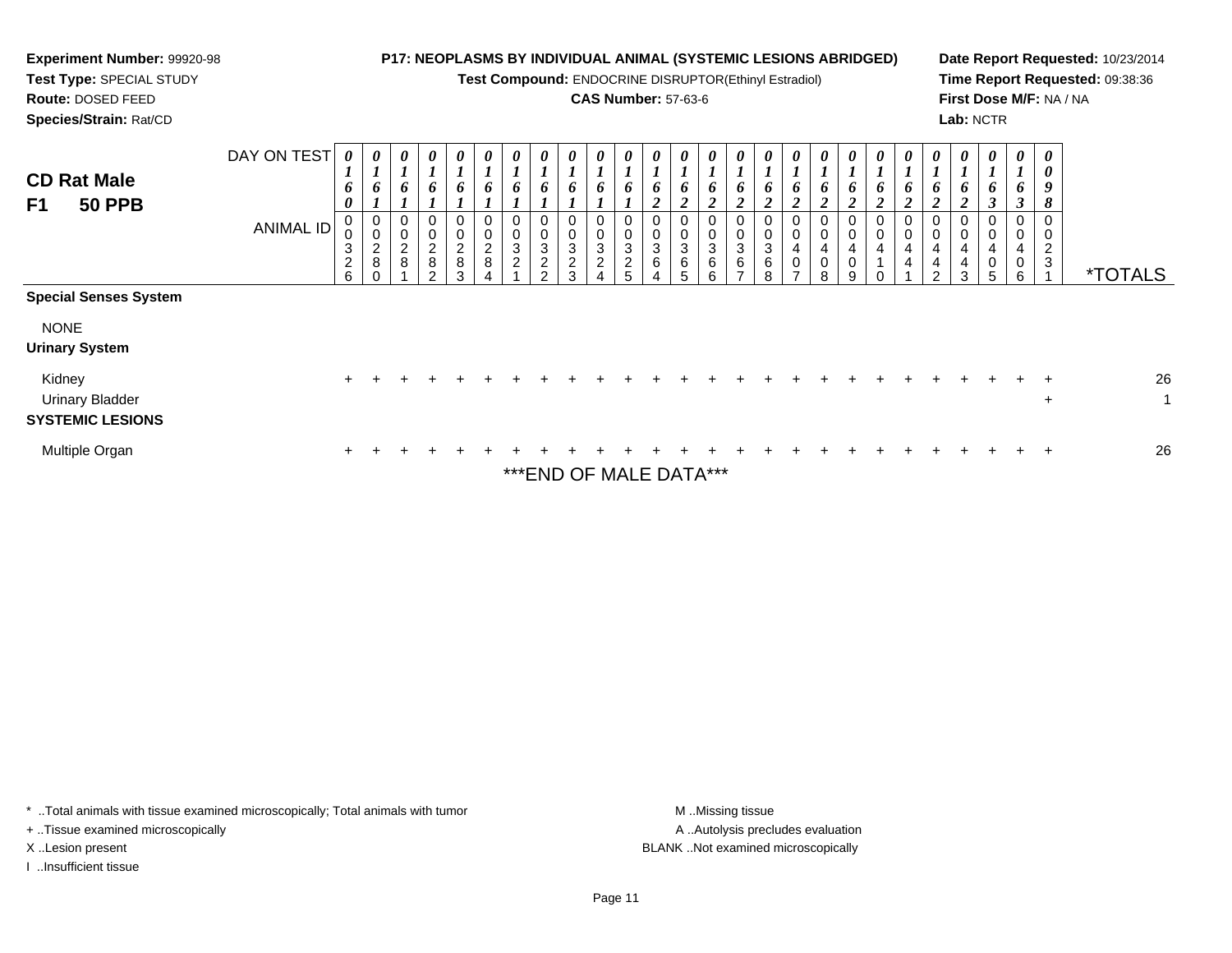**Experiment Number:** 99920-98
**Test Type:** SPECIAL STUDY
**Route:** DOSED FEED
**Species/Strain:** Rat/CD

**P17: NEOPLASMS BY INDIVIDUAL ANIMAL (SYSTEMIC LESIONS ABRIDGED)**
**Test Compound:** ENDOCRINE DISRUPTOR(Ethinyl Estradiol)
**CAS Number:** 57-63-6

**Date Report Requested:** 10/23/2014
**Time Report Requested:** 09:38:36
**First Dose M/F:** NA / NA
**Lab:** NCTR

## CD Rat Male F1 50 PPB

| DAY ON TEST | 0160 | 0161 | 0161 | 0161 | 0161 | 0161 | 0161 | 0161 | 0161 | 0161 | 0161 | 0162 | 0162 | 0162 | 0162 | 0162 | 0162 | 0162 | 0162 | 0162 | 0162 | 0162 | 0162 | 0163 | 0163 | 0098 | |
|---|---|---|---|---|---|---|---|---|---|---|---|---|---|---|---|---|---|---|---|---|---|---|---|---|---|---|---|
| **ANIMAL ID** | 00326 | 00280 | 00281 | 00282 | 00283 | 00284 | 00321 | 00322 | 00323 | 00324 | 00325 | 00364 | 00365 | 00366 | 00367 | 00368 | 00407 | 00408 | 00409 | 00410 | 00441 | 00442 | 00443 | 00405 | 00406 | 00231 | ***TOTALS** |
| **Special Senses System** | | | | | | | | | | | | | | | | | | | | | | | | | | | |
| NONE | | | | | | | | | | | | | | | | | | | | | | | | | | | |
| **Urinary System** | | | | | | | | | | | | | | | | | | | | | | | | | | | |
| Kidney | + | + | + | + | + | + | + | + | + | + | + | + | + | + | + | + | + | + | + | + | + | + | + | + | + | + | 26 |
| Urinary Bladder | | | | | | | | | | | | | | | | | | | | | | | | | | + | 1 |
| **SYSTEMIC LESIONS** | | | | | | | | | | | | | | | | | | | | | | | | | | | |
| Multiple Organ | + | + | + | + | + | + | + | + | + | + | + | + | + | + | + | + | + | + | + | + | + | + | + | + | + | + | 26 |

***END OF MALE DATA***

\* ..Total animals with tissue examined microscopically; Total animals with tumor
\+ ..Tissue examined microscopically
X ..Lesion present
I ..Insufficient tissue

M ..Missing tissue
A ..Autolysis precludes evaluation
BLANK ..Not examined microscopically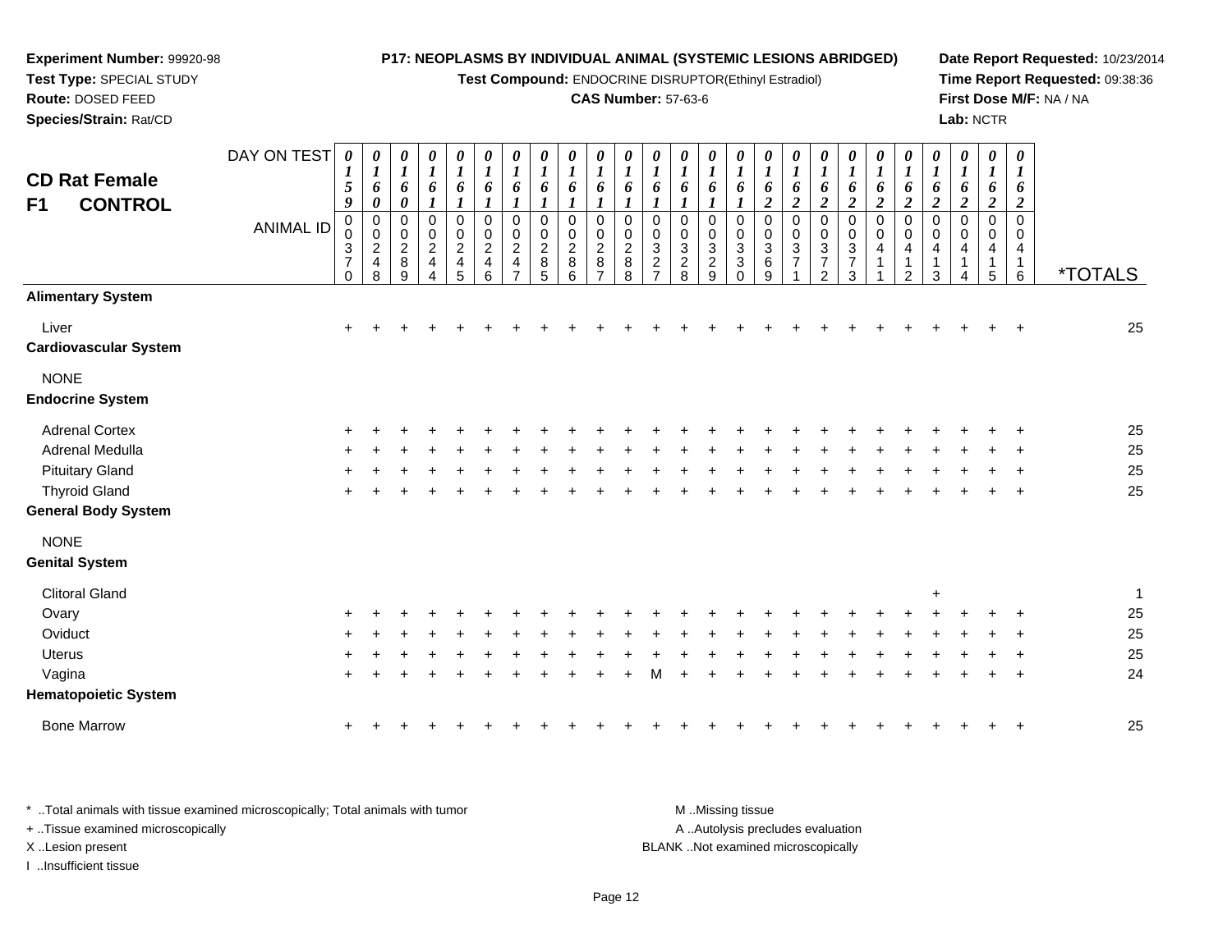**Experiment Number:** 99920-98
**Test Type:** SPECIAL STUDY
**Route:** DOSED FEED
**Species/Strain:** Rat/CD

**P17: NEOPLASMS BY INDIVIDUAL ANIMAL (SYSTEMIC LESIONS ABRIDGED)**
**Test Compound:** ENDOCRINE DISRUPTOR(Ethinyl Estradiol)
**CAS Number:** 57-63-6

**Date Report Requested:** 10/23/2014
**Time Report Requested:** 09:38:36
**First Dose M/F:** NA / NA
**Lab:** NCTR

## CD Rat Female F1 CONTROL

| DAY ON TEST | 0159 | 0160 | 0160 | 0161 | 0161 | 0161 | 0161 | 0161 | 0161 | 0161 | 0161 | 0161 | 0161 | 0161 | 0161 | 0162 | 0162 | 0162 | 0162 | 0162 | 0162 | 0162 | 0162 | 0162 | 0162 | |
|---|---|---|---|---|---|---|---|---|---|---|---|---|---|---|---|---|---|---|---|---|---|---|---|---|---|---|
| **ANIMAL ID** | 00370 | 00248 | 00289 | 00244 | 00245 | 00246 | 00247 | 00285 | 00286 | 00287 | 00288 | 00327 | 00328 | 00329 | 00330 | 00369 | 00371 | 00372 | 00373 | 00411 | 00412 | 00413 | 00414 | 00415 | 00416 | ***TOTALS** |
| **Alimentary System** | | | | | | | | | | | | | | | | | | | | | | | | | | |
| Liver | + | + | + | + | + | + | + | + | + | + | + | + | + | + | + | + | + | + | + | + | + | + | + | + | + | 25 |
| **Cardiovascular System** | | | | | | | | | | | | | | | | | | | | | | | | | | |
| NONE | | | | | | | | | | | | | | | | | | | | | | | | | | |
| **Endocrine System** | | | | | | | | | | | | | | | | | | | | | | | | | | |
| Adrenal Cortex | + | + | + | + | + | + | + | + | + | + | + | + | + | + | + | + | + | + | + | + | + | + | + | + | + | 25 |
| Adrenal Medulla | + | + | + | + | + | + | + | + | + | + | + | + | + | + | + | + | + | + | + | + | + | + | + | + | + | 25 |
| Pituitary Gland | + | + | + | + | + | + | + | + | + | + | + | + | + | + | + | + | + | + | + | + | + | + | + | + | + | 25 |
| Thyroid Gland | + | + | + | + | + | + | + | + | + | + | + | + | + | + | + | + | + | + | + | + | + | + | + | + | + | 25 |
| **General Body System** | | | | | | | | | | | | | | | | | | | | | | | | | | |
| NONE | | | | | | | | | | | | | | | | | | | | | | | | | | |
| **Genital System** | | | | | | | | | | | | | | | | | | | | | | | | | | |
| Clitoral Gland | | | | | | | | | | | | | | | | | | | | | | + | | | | 1 |
| Ovary | + | + | + | + | + | + | + | + | + | + | + | + | + | + | + | + | + | + | + | + | + | + | + | + | + | 25 |
| Oviduct | + | + | + | + | + | + | + | + | + | + | + | + | + | + | + | + | + | + | + | + | + | + | + | + | + | 25 |
| Uterus | + | + | + | + | + | + | + | + | + | + | + | + | + | + | + | + | + | + | + | + | + | + | + | + | + | 25 |
| Vagina | + | + | + | + | + | + | + | + | + | + | + | M | + | + | + | + | + | + | + | + | + | + | + | + | + | 24 |
| **Hematopoietic System** | | | | | | | | | | | | | | | | | | | | | | | | | | |
| Bone Marrow | + | + | + | + | + | + | + | + | + | + | + | + | + | + | + | + | + | + | + | + | + | + | + | + | + | 25 |

* ..Total animals with tissue examined microscopically; Total animals with tumor
+ ..Tissue examined microscopically
X ..Lesion present
I ..Insufficient tissue

M ..Missing tissue
A ..Autolysis precludes evaluation
BLANK ..Not examined microscopically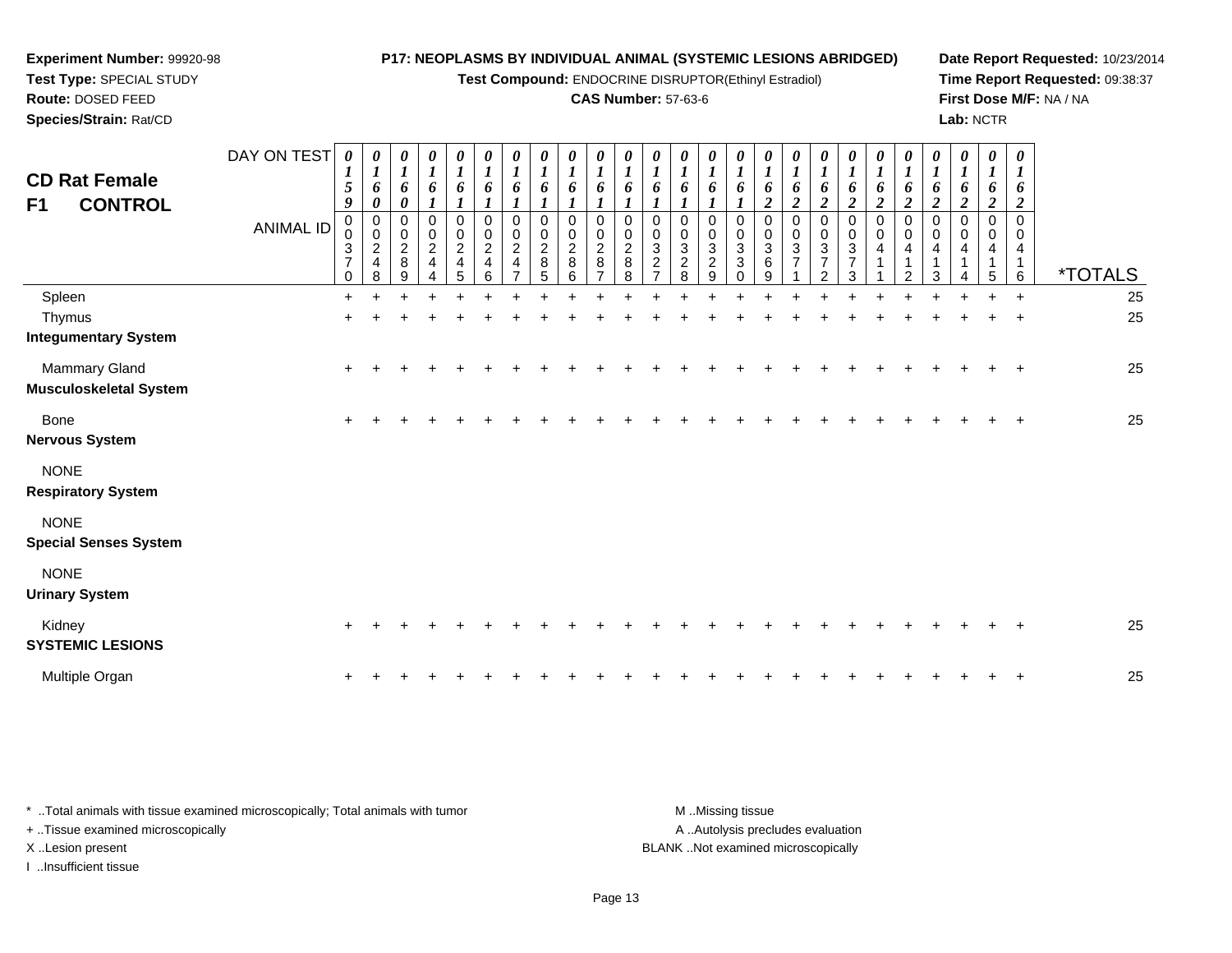**Experiment Number:** 99920-98
**Test Type:** SPECIAL STUDY
**Route:** DOSED FEED
**Species/Strain:** Rat/CD

**P17: NEOPLASMS BY INDIVIDUAL ANIMAL (SYSTEMIC LESIONS ABRIDGED)**
**Test Compound:** ENDOCRINE DISRUPTOR(Ethinyl Estradiol)
**CAS Number:** 57-63-6

**Date Report Requested:** 10/23/2014
**Time Report Requested:** 09:38:37
**First Dose M/F:** NA / NA
**Lab:** NCTR

## CD Rat Female F1 CONTROL

| DAY ON TEST | 0159 | 0160 | 0160 | 0161 | 0161 | 0161 | 0161 | 0161 | 0161 | 0161 | 0161 | 0161 | 0161 | 0161 | 0161 | 0162 | 0162 | 0162 | 0162 | 0162 | 0162 | 0162 | 0162 | 0162 | 0162 | |
|---|---|---|---|---|---|---|---|---|---|---|---|---|---|---|---|---|---|---|---|---|---|---|---|---|---|---|
| **ANIMAL ID** | 00370 | 00248 | 00289 | 00244 | 00245 | 00246 | 00247 | 00285 | 00286 | 00287 | 00288 | 00327 | 00328 | 00329 | 00330 | 00369 | 00371 | 00372 | 00373 | 00411 | 00412 | 00413 | 00414 | 00415 | 00416 | ***TOTALS** |
| Spleen | + | + | + | + | + | + | + | + | + | + | + | + | + | + | + | + | + | + | + | + | + | + | + | + | + | 25 |
| Thymus | + | + | + | + | + | + | + | + | + | + | + | + | + | + | + | + | + | + | + | + | + | + | + | + | + | 25 |
| **Integumentary System** | | | | | | | | | | | | | | | | | | | | | | | | | | |
| Mammary Gland | + | + | + | + | + | + | + | + | + | + | + | + | + | + | + | + | + | + | + | + | + | + | + | + | + | 25 |
| **Musculoskeletal System** | | | | | | | | | | | | | | | | | | | | | | | | | | |
| Bone | + | + | + | + | + | + | + | + | + | + | + | + | + | + | + | + | + | + | + | + | + | + | + | + | + | 25 |
| **Nervous System** | | | | | | | | | | | | | | | | | | | | | | | | | | |
| NONE | | | | | | | | | | | | | | | | | | | | | | | | | | |
| **Respiratory System** | | | | | | | | | | | | | | | | | | | | | | | | | | |
| NONE | | | | | | | | | | | | | | | | | | | | | | | | | | |
| **Special Senses System** | | | | | | | | | | | | | | | | | | | | | | | | | | |
| NONE | | | | | | | | | | | | | | | | | | | | | | | | | | |
| **Urinary System** | | | | | | | | | | | | | | | | | | | | | | | | | | |
| Kidney | + | + | + | + | + | + | + | + | + | + | + | + | + | + | + | + | + | + | + | + | + | + | + | + | + | 25 |
| **SYSTEMIC LESIONS** | | | | | | | | | | | | | | | | | | | | | | | | | | |
| Multiple Organ | + | + | + | + | + | + | + | + | + | + | + | + | + | + | + | + | + | + | + | + | + | + | + | + | + | 25 |

* ..Total animals with tissue examined microscopically; Total animals with tumor
+ ..Tissue examined microscopically
X ..Lesion present
I ..Insufficient tissue

M ..Missing tissue
A ..Autolysis precludes evaluation
BLANK ..Not examined microscopically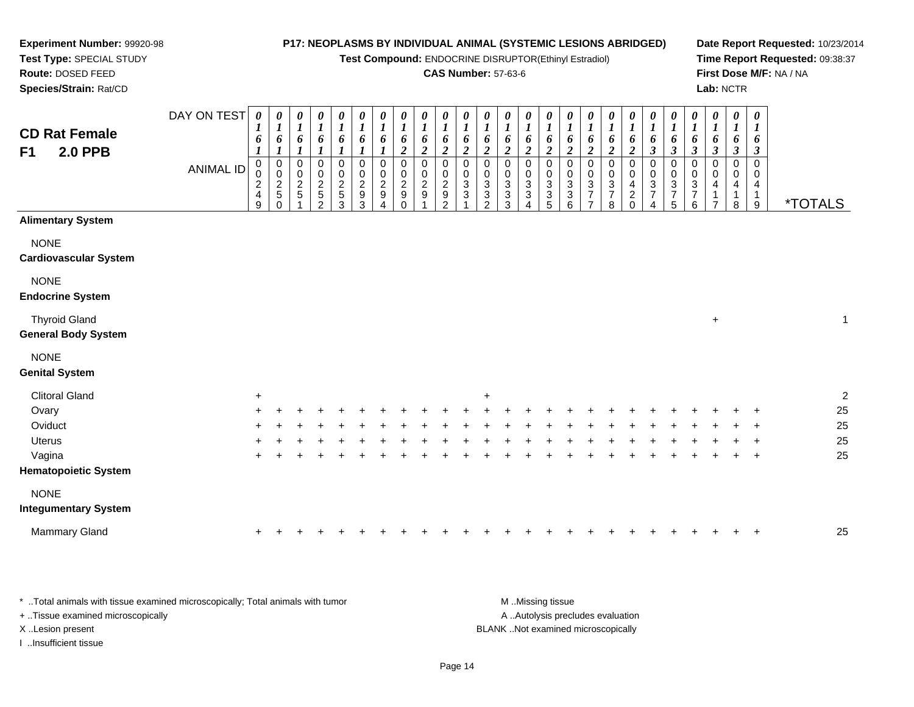**Experiment Number:** 99920-98
**Test Type:** SPECIAL STUDY
**Route:** DOSED FEED
**Species/Strain:** Rat/CD

**P17: NEOPLASMS BY INDIVIDUAL ANIMAL (SYSTEMIC LESIONS ABRIDGED)**
**Test Compound:** ENDOCRINE DISRUPTOR(Ethinyl Estradiol)
**CAS Number:** 57-63-6

**Date Report Requested:** 10/23/2014
**Time Report Requested:** 09:38:37
**First Dose M/F:** NA / NA
**Lab:** NCTR

## CD Rat Female
## F1 2.0 PPB

| DAY ON TEST | 0161 | 0161 | 0161 | 0161 | 0161 | 0161 | 0161 | 0162 | 0162 | 0162 | 0162 | 0162 | 0162 | 0162 | 0162 | 0162 | 0162 | 0162 | 0162 | 0163 | 0163 | 0163 | 0163 | 0163 | 0163 | |
|---|---|---|---|---|---|---|---|---|---|---|---|---|---|---|---|---|---|---|---|---|---|---|---|---|---|---|
| **ANIMAL ID** | 00249 | 00250 | 00251 | 00252 | 00253 | 00293 | 00294 | 00290 | 00291 | 00292 | 00331 | 00332 | 00333 | 00334 | 00335 | 00336 | 00377 | 00378 | 00420 | 00374 | 00375 | 00376 | 00417 | 00418 | 00419 | ***TOTALS** |
| **Alimentary System** | | | | | | | | | | | | | | | | | | | | | | | | | | |
| NONE | | | | | | | | | | | | | | | | | | | | | | | | | | |
| **Cardiovascular System** | | | | | | | | | | | | | | | | | | | | | | | | | | |
| NONE | | | | | | | | | | | | | | | | | | | | | | | | | | |
| **Endocrine System** | | | | | | | | | | | | | | | | | | | | | | | | | | |
| Thyroid Gland | | | | | | | | | | | | | | | | | | | | | | | + | | | 1 |
| **General Body System** | | | | | | | | | | | | | | | | | | | | | | | | | | |
| NONE | | | | | | | | | | | | | | | | | | | | | | | | | | |
| **Genital System** | | | | | | | | | | | | | | | | | | | | | | | | | | |
| Clitoral Gland | + | | | | | | | | | | | + | | | | | | | | | | | | | | 2 |
| Ovary | + | + | + | + | + | + | + | + | + | + | + | + | + | + | + | + | + | + | + | + | + | + | + | + | + | 25 |
| Oviduct | + | + | + | + | + | + | + | + | + | + | + | + | + | + | + | + | + | + | + | + | + | + | + | + | + | 25 |
| Uterus | + | + | + | + | + | + | + | + | + | + | + | + | + | + | + | + | + | + | + | + | + | + | + | + | + | 25 |
| Vagina | + | + | + | + | + | + | + | + | + | + | + | + | + | + | + | + | + | + | + | + | + | + | + | + | + | 25 |
| **Hematopoietic System** | | | | | | | | | | | | | | | | | | | | | | | | | | |
| NONE | | | | | | | | | | | | | | | | | | | | | | | | | | |
| **Integumentary System** | | | | | | | | | | | | | | | | | | | | | | | | | | |
| Mammary Gland | + | + | + | + | + | + | + | + | + | + | + | + | + | + | + | + | + | + | + | + | + | + | + | + | + | 25 |

\* ..Total animals with tissue examined microscopically; Total animals with tumor
\+ ..Tissue examined microscopically
X ..Lesion present
I ..Insufficient tissue

M ..Missing tissue
A ..Autolysis precludes evaluation
BLANK ..Not examined microscopically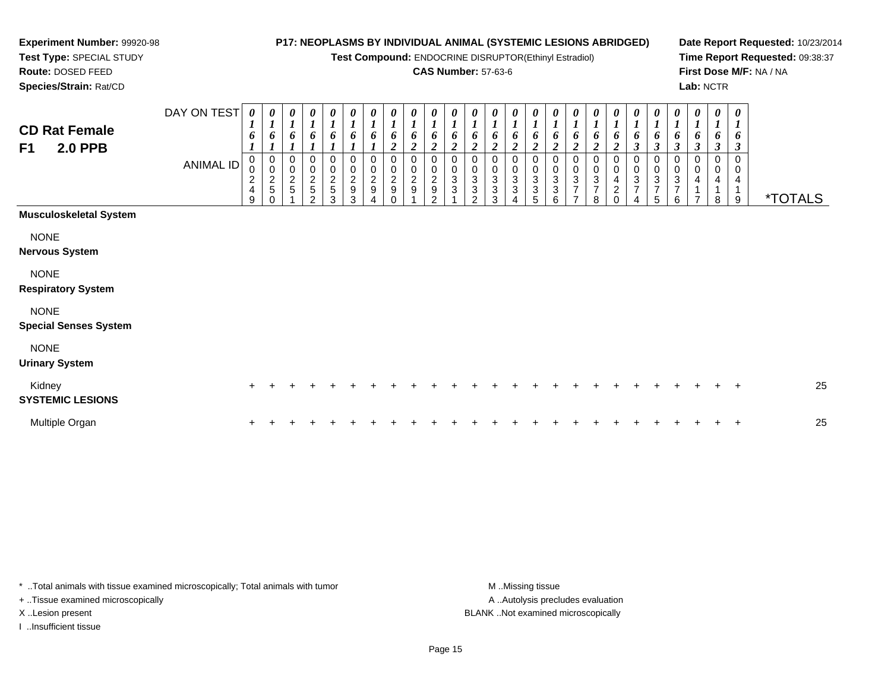**Experiment Number:** 99920-98
**Test Type:** SPECIAL STUDY
**Route:** DOSED FEED
**Species/Strain:** Rat/CD

**P17: NEOPLASMS BY INDIVIDUAL ANIMAL (SYSTEMIC LESIONS ABRIDGED)**
**Test Compound:** ENDOCRINE DISRUPTOR(Ethinyl Estradiol)
**CAS Number:** 57-63-6

**Date Report Requested:** 10/23/2014
**Time Report Requested:** 09:38:37
**First Dose M/F:** NA / NA
**Lab:** NCTR

## CD Rat Female
## F1 2.0 PPB

| DAY ON TEST | 0161 | 0161 | 0161 | 0161 | 0161 | 0161 | 0161 | 0162 | 0162 | 0162 | 0162 | 0162 | 0162 | 0162 | 0162 | 0162 | 0162 | 0162 | 0162 | 0163 | 0163 | 0163 | 0163 | 0163 | 0163 | |
|---|---|---|---|---|---|---|---|---|---|---|---|---|---|---|---|---|---|---|---|---|---|---|---|---|---|---|
| **ANIMAL ID** | 00249 | 00250 | 00251 | 00252 | 00253 | 00293 | 00294 | 00290 | 00291 | 00292 | 00331 | 00332 | 00333 | 00334 | 00335 | 00336 | 00377 | 00378 | 00420 | 00374 | 00375 | 00376 | 00417 | 00418 | 00419 | ***TOTALS** |
| **Musculoskeletal System** | | | | | | | | | | | | | | | | | | | | | | | | | | |
| NONE | | | | | | | | | | | | | | | | | | | | | | | | | | |
| **Nervous System** | | | | | | | | | | | | | | | | | | | | | | | | | | |
| NONE | | | | | | | | | | | | | | | | | | | | | | | | | | |
| **Respiratory System** | | | | | | | | | | | | | | | | | | | | | | | | | | |
| NONE | | | | | | | | | | | | | | | | | | | | | | | | | | |
| **Special Senses System** | | | | | | | | | | | | | | | | | | | | | | | | | | |
| NONE | | | | | | | | | | | | | | | | | | | | | | | | | | |
| **Urinary System** | | | | | | | | | | | | | | | | | | | | | | | | | | |
| Kidney | + | + | + | + | + | + | + | + | + | + | + | + | + | + | + | + | + | + | + | + | + | + | + | + | + | 25 |
| **SYSTEMIC LESIONS** | | | | | | | | | | | | | | | | | | | | | | | | | | |
| Multiple Organ | + | + | + | + | + | + | + | + | + | + | + | + | + | + | + | + | + | + | + | + | + | + | + | + | + | 25 |

* ..Total animals with tissue examined microscopically; Total animals with tumor
+ ..Tissue examined microscopically
X ..Lesion present
I ..Insufficient tissue

M ..Missing tissue
A ..Autolysis precludes evaluation
BLANK ..Not examined microscopically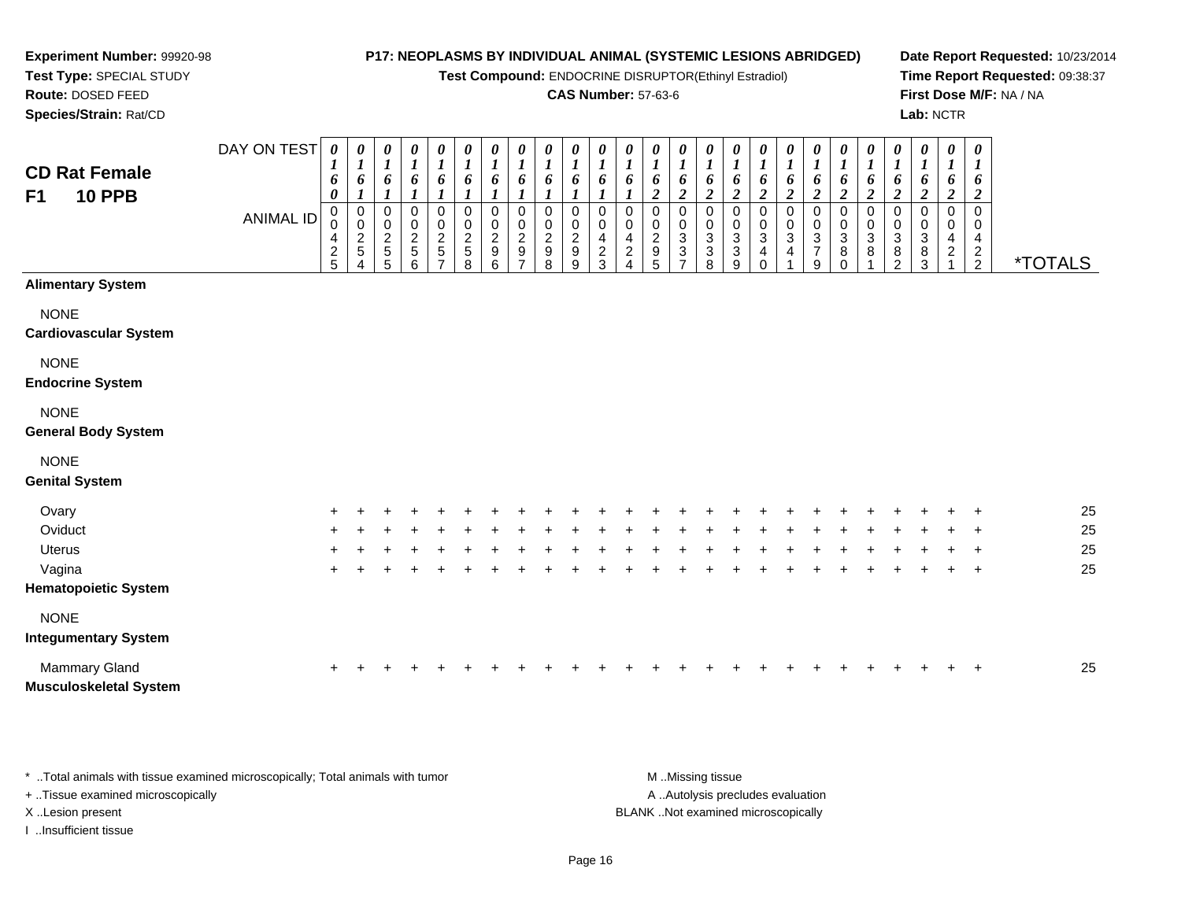**Experiment Number:** 99920-98
**Test Type:** SPECIAL STUDY
**Route:** DOSED FEED
**Species/Strain:** Rat/CD

**P17: NEOPLASMS BY INDIVIDUAL ANIMAL (SYSTEMIC LESIONS ABRIDGED)**
**Test Compound:** ENDOCRINE DISRUPTOR(Ethinyl Estradiol)
**CAS Number:** 57-63-6

**Date Report Requested:** 10/23/2014
**Time Report Requested:** 09:38:37
**First Dose M/F:** NA / NA
**Lab:** NCTR

## CD Rat Female
## F1 10 PPB

| DAY ON TEST | 0160 | 0161 | 0161 | 0161 | 0161 | 0161 | 0161 | 0161 | 0161 | 0161 | 0161 | 0161 | 0162 | 0162 | 0162 | 0162 | 0162 | 0162 | 0162 | 0162 | 0162 | 0162 | 0162 | 0162 | 0162 | |
|---|---|---|---|---|---|---|---|---|---|---|---|---|---|---|---|---|---|---|---|---|---|---|---|---|---|---|
| **ANIMAL ID** | 00425 | 00254 | 00255 | 00256 | 00257 | 00258 | 00296 | 00297 | 00298 | 00299 | 00423 | 00424 | 00295 | 00337 | 00338 | 00339 | 00340 | 00341 | 00379 | 00380 | 00381 | 00382 | 00383 | 00421 | 00422 | ***TOTALS** |
| **Alimentary System** | | | | | | | | | | | | | | | | | | | | | | | | | | |
| NONE | | | | | | | | | | | | | | | | | | | | | | | | | | |
| **Cardiovascular System** | | | | | | | | | | | | | | | | | | | | | | | | | | |
| NONE | | | | | | | | | | | | | | | | | | | | | | | | | | |
| **Endocrine System** | | | | | | | | | | | | | | | | | | | | | | | | | | |
| NONE | | | | | | | | | | | | | | | | | | | | | | | | | | |
| **General Body System** | | | | | | | | | | | | | | | | | | | | | | | | | | |
| NONE | | | | | | | | | | | | | | | | | | | | | | | | | | |
| **Genital System** | | | | | | | | | | | | | | | | | | | | | | | | | | |
| Ovary | + | + | + | + | + | + | + | + | + | + | + | + | + | + | + | + | + | + | + | + | + | + | + | + | + | 25 |
| Oviduct | + | + | + | + | + | + | + | + | + | + | + | + | + | + | + | + | + | + | + | + | + | + | + | + | + | 25 |
| Uterus | + | + | + | + | + | + | + | + | + | + | + | + | + | + | + | + | + | + | + | + | + | + | + | + | + | 25 |
| Vagina | + | + | + | + | + | + | + | + | + | + | + | + | + | + | + | + | + | + | + | + | + | + | + | + | + | 25 |
| **Hematopoietic System** | | | | | | | | | | | | | | | | | | | | | | | | | | |
| NONE | | | | | | | | | | | | | | | | | | | | | | | | | | |
| **Integumentary System** | | | | | | | | | | | | | | | | | | | | | | | | | | |
| Mammary Gland | + | + | + | + | + | + | + | + | + | + | + | + | + | + | + | + | + | + | + | + | + | + | + | + | + | 25 |
| **Musculoskeletal System** | | | | | | | | | | | | | | | | | | | | | | | | | | |

\* ..Total animals with tissue examined microscopically; Total animals with tumor
\+ ..Tissue examined microscopically
X ..Lesion present
I ..Insufficient tissue

M ..Missing tissue
A ..Autolysis precludes evaluation
BLANK ..Not examined microscopically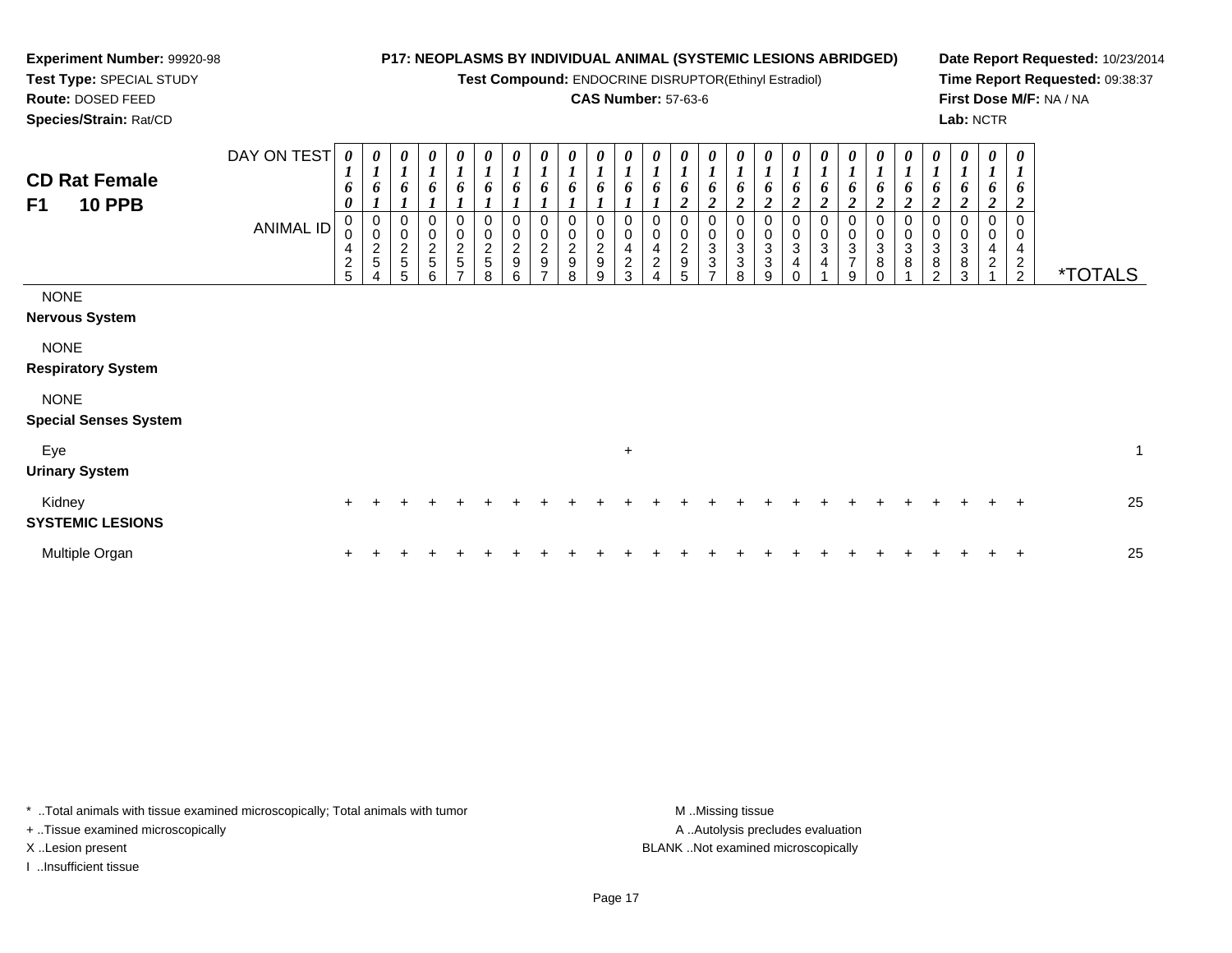**Experiment Number:** 99920-98
**Test Type:** SPECIAL STUDY
**Route:** DOSED FEED
**Species/Strain:** Rat/CD

**P17: NEOPLASMS BY INDIVIDUAL ANIMAL (SYSTEMIC LESIONS ABRIDGED)**
**Test Compound:** ENDOCRINE DISRUPTOR(Ethinyl Estradiol)
**CAS Number:** 57-63-6

**Date Report Requested:** 10/23/2014
**Time Report Requested:** 09:38:37
**First Dose M/F:** NA / NA
**Lab:** NCTR

## CD Rat Female F1 10 PPB

| DAY ON TEST | 0160 | 0161 | 0161 | 0161 | 0161 | 0161 | 0161 | 0161 | 0161 | 0161 | 0161 | 0161 | 0162 | 0162 | 0162 | 0162 | 0162 | 0162 | 0162 | 0162 | 0162 | 0162 | 0162 | 0162 | 0162 | |
|---|---|---|---|---|---|---|---|---|---|---|---|---|---|---|---|---|---|---|---|---|---|---|---|---|---|---|
| **ANIMAL ID** | 00425 | 00254 | 00255 | 00256 | 00257 | 00258 | 00296 | 00297 | 00298 | 00299 | 00423 | 00424 | 00295 | 00337 | 00338 | 00339 | 00340 | 00341 | 00379 | 00380 | 00381 | 00382 | 00383 | 00421 | 00422 | ***TOTALS** |
| NONE | | | | | | | | | | | | | | | | | | | | | | | | | | |
| **Nervous System** | | | | | | | | | | | | | | | | | | | | | | | | | | |
| NONE | | | | | | | | | | | | | | | | | | | | | | | | | | |
| **Respiratory System** | | | | | | | | | | | | | | | | | | | | | | | | | | |
| NONE | | | | | | | | | | | | | | | | | | | | | | | | | | |
| **Special Senses System** | | | | | | | | | | | | | | | | | | | | | | | | | | |
| Eye | | | | | | | | | | | + | | | | | | | | | | | | | | | 1 |
| **Urinary System** | | | | | | | | | | | | | | | | | | | | | | | | | | |
| Kidney | + | + | + | + | + | + | + | + | + | + | + | + | + | + | + | + | + | + | + | + | + | + | + | + | + | 25 |
| **SYSTEMIC LESIONS** | | | | | | | | | | | | | | | | | | | | | | | | | | |
| Multiple Organ | + | + | + | + | + | + | + | + | + | + | + | + | + | + | + | + | + | + | + | + | + | + | + | + | + | 25 |

* ..Total animals with tissue examined microscopically; Total animals with tumor
+ ..Tissue examined microscopically
X ..Lesion present
I ..Insufficient tissue

M ..Missing tissue
A ..Autolysis precludes evaluation
BLANK ..Not examined microscopically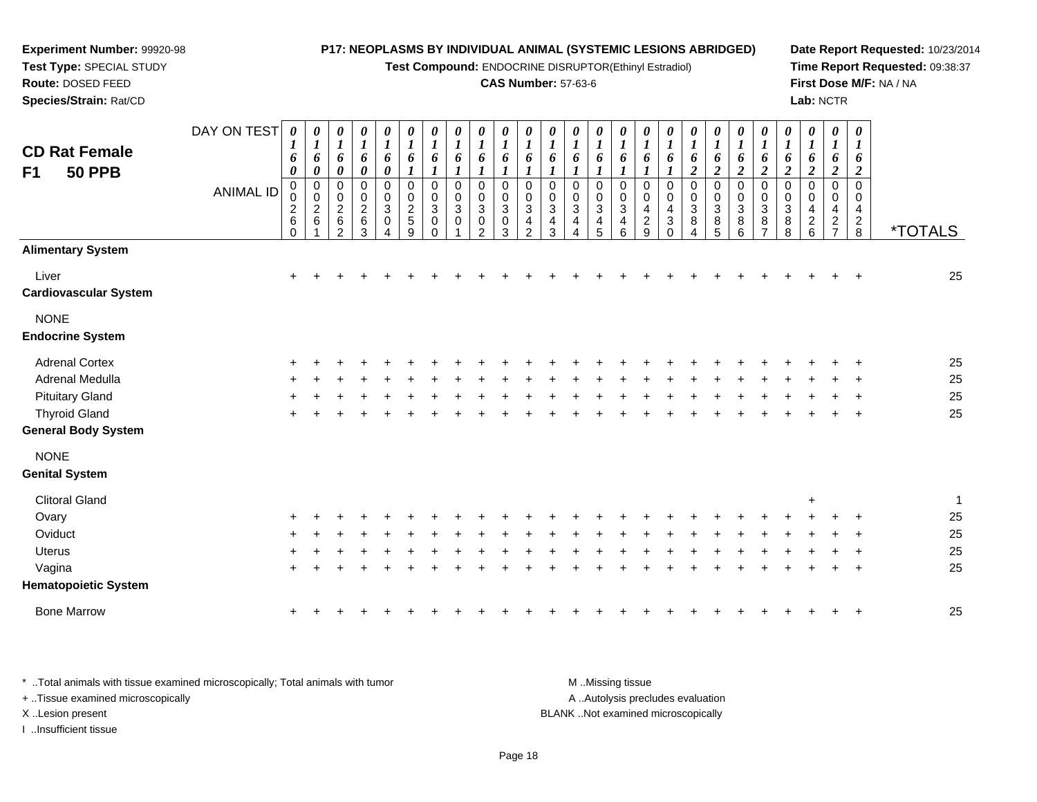**Experiment Number:** 99920-98
**Test Type:** SPECIAL STUDY
**Route:** DOSED FEED
**Species/Strain:** Rat/CD

**P17: NEOPLASMS BY INDIVIDUAL ANIMAL (SYSTEMIC LESIONS ABRIDGED)**
**Test Compound:** ENDOCRINE DISRUPTOR(Ethinyl Estradiol)
**CAS Number:** 57-63-6

**Date Report Requested:** 10/23/2014
**Time Report Requested:** 09:38:37
**First Dose M/F:** NA / NA
**Lab:** NCTR

## CD Rat Female F1 50 PPB

| DAY ON TEST | 0160 | 0160 | 0160 | 0160 | 0160 | 0161 | 0161 | 0161 | 0161 | 0161 | 0161 | 0161 | 0161 | 0161 | 0161 | 0161 | 0161 | 0162 | 0162 | 0162 | 0162 | 0162 | 0162 | 0162 | 0162 | |
|---|---|---|---|---|---|---|---|---|---|---|---|---|---|---|---|---|---|---|---|---|---|---|---|---|---|---|
| **ANIMAL ID** | 00260 | 00261 | 00262 | 00263 | 00304 | 00259 | 00300 | 00301 | 00302 | 00303 | 00342 | 00343 | 00344 | 00345 | 00346 | 00429 | 00430 | 00384 | 00385 | 00386 | 00387 | 00388 | 00426 | 00427 | 00428 | ***TOTALS** |
| **Alimentary System** | | | | | | | | | | | | | | | | | | | | | | | | | | |
| Liver | + | + | + | + | + | + | + | + | + | + | + | + | + | + | + | + | + | + | + | + | + | + | + | + | + | 25 |
| **Cardiovascular System** | | | | | | | | | | | | | | | | | | | | | | | | | | |
| NONE | | | | | | | | | | | | | | | | | | | | | | | | | | |
| **Endocrine System** | | | | | | | | | | | | | | | | | | | | | | | | | | |
| Adrenal Cortex | + | + | + | + | + | + | + | + | + | + | + | + | + | + | + | + | + | + | + | + | + | + | + | + | + | 25 |
| Adrenal Medulla | + | + | + | + | + | + | + | + | + | + | + | + | + | + | + | + | + | + | + | + | + | + | + | + | + | 25 |
| Pituitary Gland | + | + | + | + | + | + | + | + | + | + | + | + | + | + | + | + | + | + | + | + | + | + | + | + | + | 25 |
| Thyroid Gland | + | + | + | + | + | + | + | + | + | + | + | + | + | + | + | + | + | + | + | + | + | + | + | + | + | 25 |
| **General Body System** | | | | | | | | | | | | | | | | | | | | | | | | | | |
| NONE | | | | | | | | | | | | | | | | | | | | | | | | | | |
| **Genital System** | | | | | | | | | | | | | | | | | | | | | | | | | | |
| Clitoral Gland | | | | | | | | | | | | | | | | | | | | | | | + | | | 1 |
| Ovary | + | + | + | + | + | + | + | + | + | + | + | + | + | + | + | + | + | + | + | + | + | + | + | + | + | 25 |
| Oviduct | + | + | + | + | + | + | + | + | + | + | + | + | + | + | + | + | + | + | + | + | + | + | + | + | + | 25 |
| Uterus | + | + | + | + | + | + | + | + | + | + | + | + | + | + | + | + | + | + | + | + | + | + | + | + | + | 25 |
| Vagina | + | + | + | + | + | + | + | + | + | + | + | + | + | + | + | + | + | + | + | + | + | + | + | + | + | 25 |
| **Hematopoietic System** | | | | | | | | | | | | | | | | | | | | | | | | | | |
| Bone Marrow | + | + | + | + | + | + | + | + | + | + | + | + | + | + | + | + | + | + | + | + | + | + | + | + | + | 25 |

\* ..Total animals with tissue examined microscopically; Total animals with tumor
\+ ..Tissue examined microscopically
X ..Lesion present
I ..Insufficient tissue

M ..Missing tissue
A ..Autolysis precludes evaluation
BLANK ..Not examined microscopically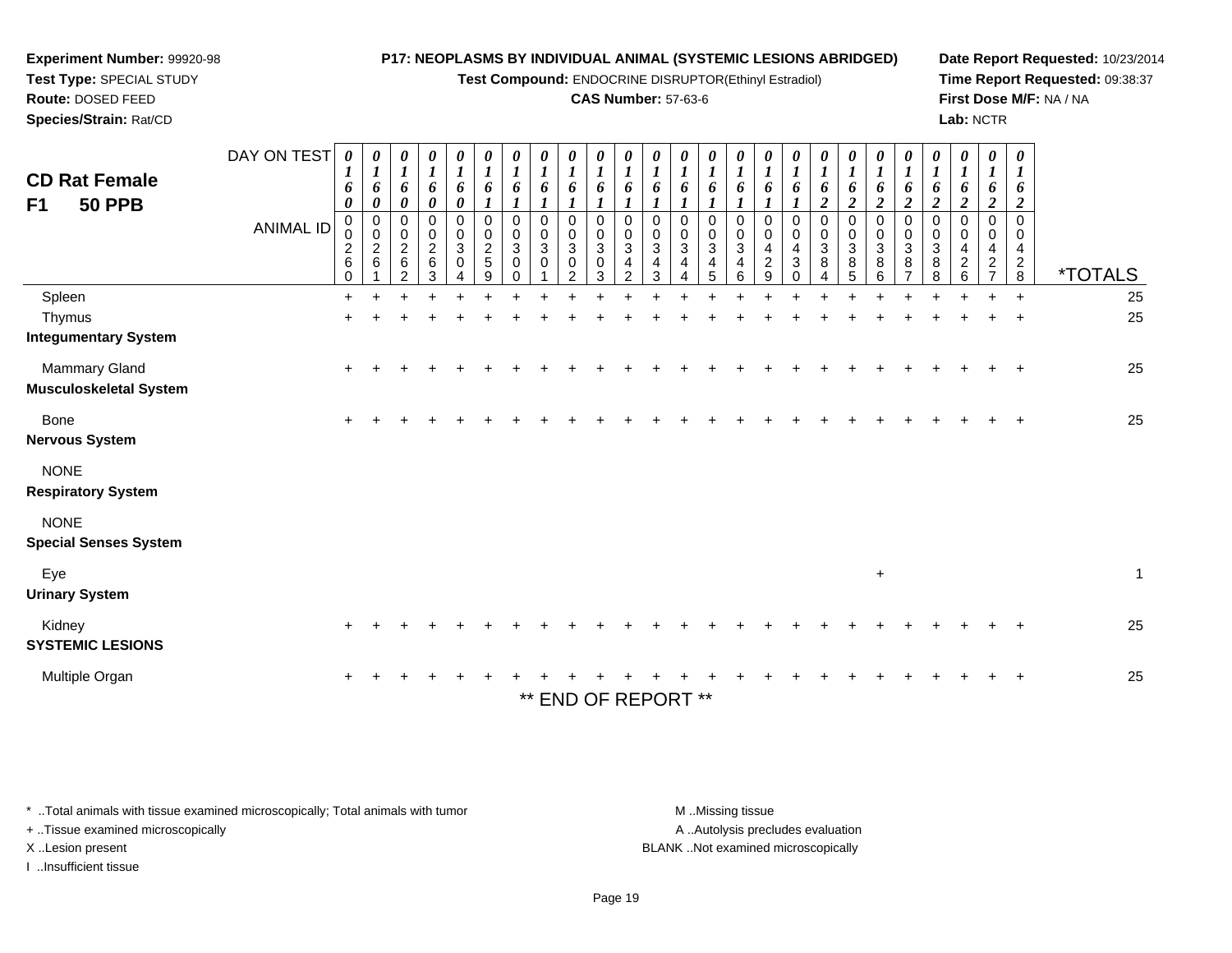**Experiment Number:** 99920-98
**Test Type:** SPECIAL STUDY
**Route:** DOSED FEED
**Species/Strain:** Rat/CD

**P17: NEOPLASMS BY INDIVIDUAL ANIMAL (SYSTEMIC LESIONS ABRIDGED)**
**Test Compound:** ENDOCRINE DISRUPTOR(Ethinyl Estradiol)
**CAS Number:** 57-63-6

**Date Report Requested:** 10/23/2014
**Time Report Requested:** 09:38:37
**First Dose M/F:** NA / NA
**Lab:** NCTR

# CD Rat Female
## F1 50 PPB

| DAY ON TEST | 0160 | 0160 | 0160 | 0160 | 0160 | 0161 | 0161 | 0161 | 0161 | 0161 | 0161 | 0161 | 0161 | 0161 | 0161 | 0161 | 0161 | 0162 | 0162 | 0162 | 0162 | 0162 | 0162 | 0162 | 0162 | |
|---|---|---|---|---|---|---|---|---|---|---|---|---|---|---|---|---|---|---|---|---|---|---|---|---|---|---|
| ANIMAL ID | 00260 | 00261 | 00262 | 00263 | 00304 | 00259 | 00300 | 00301 | 00302 | 00303 | 00342 | 00343 | 00344 | 00345 | 00346 | 00429 | 00430 | 00384 | 00385 | 00386 | 00387 | 00388 | 00426 | 00427 | 00428 | *TOTALS |
| Spleen | + | + | + | + | + | + | + | + | + | + | + | + | + | + | + | + | + | + | + | + | + | + | + | + | + | 25 |
| Thymus | + | + | + | + | + | + | + | + | + | + | + | + | + | + | + | + | + | + | + | + | + | + | + | + | + | 25 |
| **Integumentary System** | | | | | | | | | | | | | | | | | | | | | | | | | | |
| Mammary Gland | + | + | + | + | + | + | + | + | + | + | + | + | + | + | + | + | + | + | + | + | + | + | + | + | + | 25 |
| **Musculoskeletal System** | | | | | | | | | | | | | | | | | | | | | | | | | | |
| Bone | + | + | + | + | + | + | + | + | + | + | + | + | + | + | + | + | + | + | + | + | + | + | + | + | + | 25 |
| **Nervous System** | | | | | | | | | | | | | | | | | | | | | | | | | | |
| NONE | | | | | | | | | | | | | | | | | | | | | | | | | | |
| **Respiratory System** | | | | | | | | | | | | | | | | | | | | | | | | | | |
| NONE | | | | | | | | | | | | | | | | | | | | | | | | | | |
| **Special Senses System** | | | | | | | | | | | | | | | | | | | | | | | | | | |
| Eye | | | | | | | | | | | | | | | | | | | | + | | | | | | 1 |
| **Urinary System** | | | | | | | | | | | | | | | | | | | | | | | | | | |
| Kidney | + | + | + | + | + | + | + | + | + | + | + | + | + | + | + | + | + | + | + | + | + | + | + | + | + | 25 |
| **SYSTEMIC LESIONS** | | | | | | | | | | | | | | | | | | | | | | | | | | |
| Multiple Organ | + | + | + | + | + | + | + | + | + | + | + | + | + | + | + | + | + | + | + | + | + | + | + | + | + | 25 |

** END OF REPORT **

\* ..Total animals with tissue examined microscopically; Total animals with tumor
\+ ..Tissue examined microscopically
X ..Lesion present
I ..Insufficient tissue

M ..Missing tissue
A ..Autolysis precludes evaluation
BLANK ..Not examined microscopically